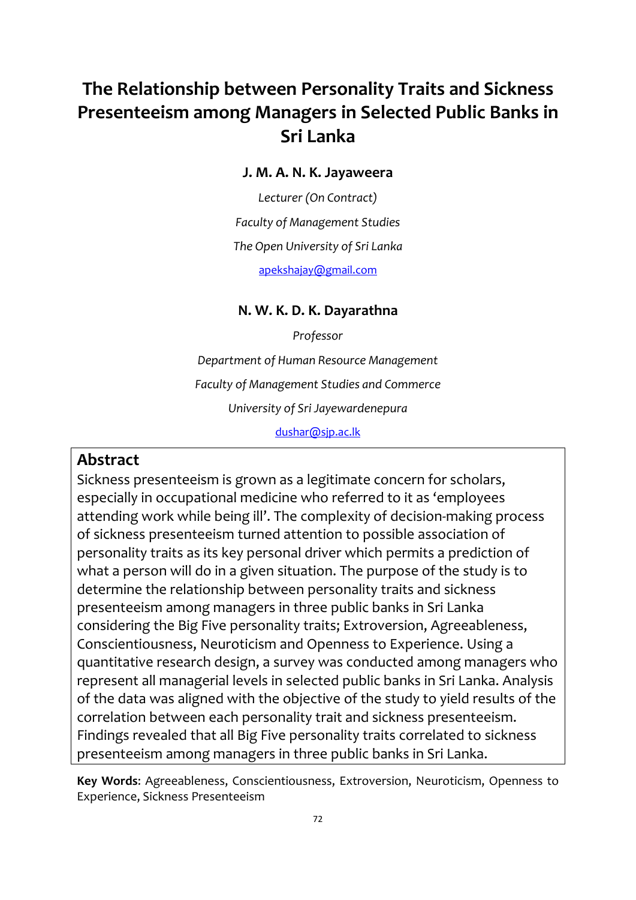# The Relationship between Personality Traits and Sickness Presenteeism among Managers in Selected Public Banks in Sri Lanka

**J. M. A. N. K. Jayaweera**

*Lecturer (On Contract)*

*Faculty of Management Studies*

*The Open University of Sri Lanka*

apekshajay@gmail.com

**N. W. K. D. K. Dayarathna**

*Professor*

*Department of Human Resource Management*

*Faculty of Management Studies and Commerce*

*University of Sri Jayewardenepura*

dushar@sjp.ac.lk

## Abstract

Sickness presenteeism is grown as a legitimate concern for scholars, especially in occupational medicine who referred to it as 'employees attending work while being ill'. The complexity of decision-making process of sickness presenteeism turned attention to possible association of personality traits as its key personal driver which permits a prediction of what a person will do in a given situation. The purpose of the study is to determine the relationship between personality traits and sickness presenteeism among managers in three public banks in Sri Lanka considering the Big Five personality traits; Extroversion, Agreeableness, Conscientiousness, Neuroticism and Openness to Experience. Using a quantitative research design, a survey was conducted among managers who represent all managerial levels in selected public banks in Sri Lanka. Analysis of the data was aligned with the objective of the study to yield results of the correlation between each personality trait and sickness presenteeism. Findings revealed that all Big Five personality traits correlated to sickness presenteeism among managers in three public banks in Sri Lanka.

**Key Words**: Agreeableness, Conscientiousness, Extroversion, Neuroticism, Openness to Experience, Sickness Presenteeism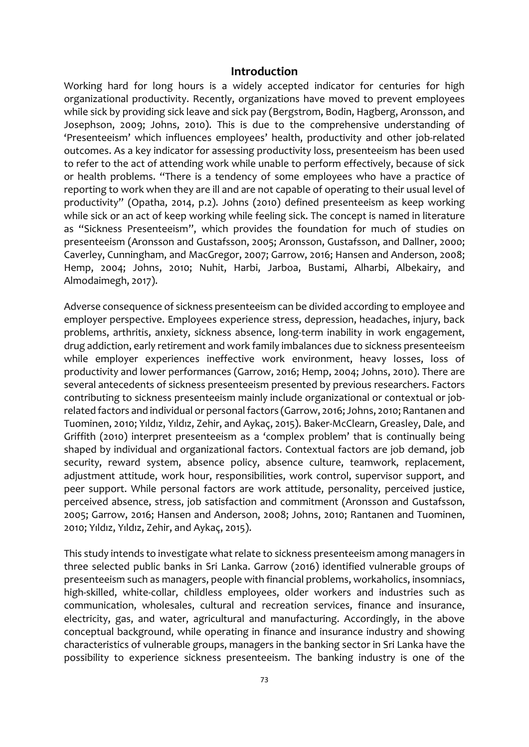## Introduction

Working hard for long hours is a widely accepted indicator for centuries for high organizational productivity. Recently, organizations have moved to prevent employees while sick by providing sick leave and sick pay (Bergstrom, Bodin, Hagberg, Aronsson, and Josephson, 2009; Johns, 2010). This is due to the comprehensive understanding of 'Presenteeism' which influences employees' health, productivity and other job-related outcomes. As a key indicator for assessing productivity loss, presenteeism has been used to refer to the act of attending work while unable to perform effectively, because of sick or health problems. "There is a tendency of some employees who have a practice of reporting to work when they are ill and are not capable of operating to their usual level of productivity" (Opatha, 2014, p.2). Johns (2010) defined presenteeism as keep working while sick or an act of keep working while feeling sick. The concept is named in literature as "Sickness Presenteeism", which provides the foundation for much of studies on presenteeism (Aronsson and Gustafsson, 2005; Aronsson, Gustafsson, and Dallner, 2000; Caverley, Cunningham, and MacGregor, 2007; Garrow, 2016; Hansen and Anderson, 2008; Hemp, 2004; Johns, 2010; Nuhit, Harbi, Jarboa, Bustami, Alharbi, Albekairy, and Almodaimegh, 2017).

Adverse consequence of sickness presenteeism can be divided according to employee and employer perspective. Employees experience stress, depression, headaches, injury, back problems, arthritis, anxiety, sickness absence, long-term inability in work engagement, drug addiction, early retirement and work family imbalances due to sickness presenteeism while employer experiences ineffective work environment, heavy losses, loss of productivity and lower performances (Garrow, 2016; Hemp, 2004; Johns, 2010). There are several antecedents of sickness presenteeism presented by previous researchers. Factors contributing to sickness presenteeism mainly include organizational or contextual or job-related factors and individual or personal factors (Garrow, 2016; Johns, 2010; Rantanen and Tuominen, 2010; Yıldız, Yıldız, Zehir, and Aykaç, 2015). Baker-McClearn, Greasley, Dale, and Griffith (2010) interpret presenteeism as a 'complex problem' that is continually being shaped by individual and organizational factors. Contextual factors are job demand, job security, reward system, absence policy, absence culture, teamwork, replacement, adjustment attitude, work hour, responsibilities, work control, supervisor support, and peer support. While personal factors are work attitude, personality, perceived justice, perceived absence, stress, job satisfaction and commitment (Aronsson and Gustafsson, 2005; Garrow, 2016; Hansen and Anderson, 2008; Johns, 2010; Rantanen and Tuominen, 2010; Yıldız, Yıldız, Zehir, and Aykaç, 2015).

This study intends to investigate what relate to sickness presenteeism among managers in three selected public banks in Sri Lanka. Garrow (2016) identified vulnerable groups of presenteeism such as managers, people with financial problems, workaholics, insomniacs, high-skilled, white-collar, childless employees, older workers and industries such as communication, wholesales, cultural and recreation services, finance and insurance, electricity, gas, and water, agricultural and manufacturing. Accordingly, in the above conceptual background, while operating in finance and insurance industry and showing characteristics of vulnerable groups, managers in the banking sector in Sri Lanka have the possibility to experience sickness presenteeism. The banking industry is one of the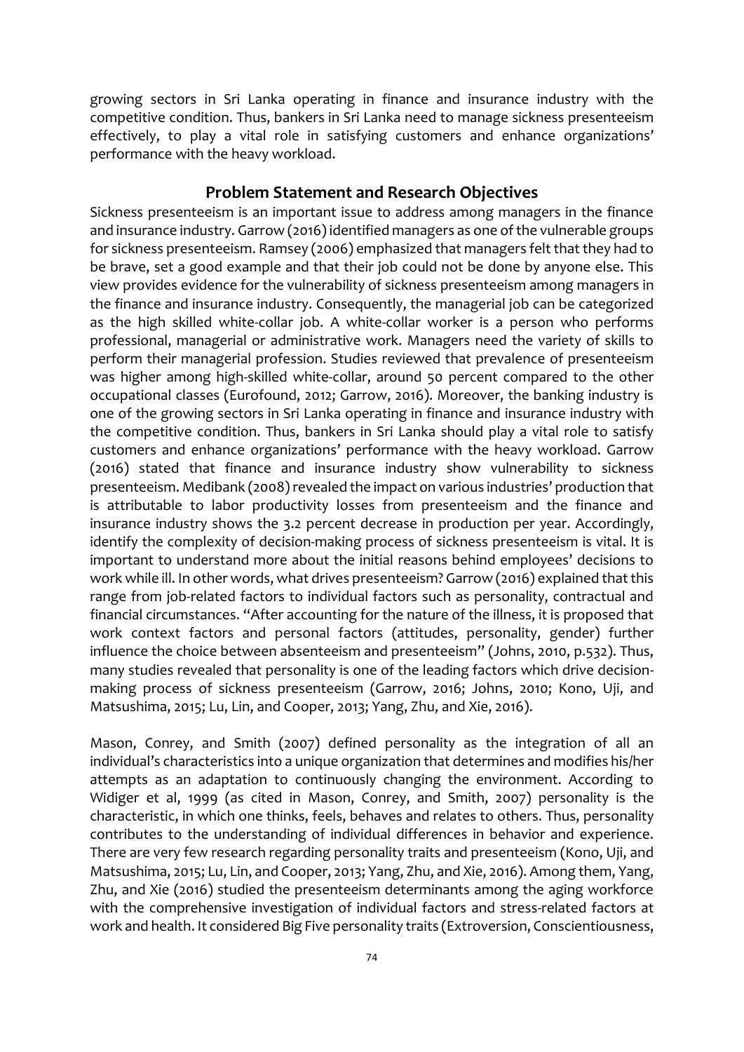growing sectors in Sri Lanka operating in finance and insurance industry with the competitive condition. Thus, bankers in Sri Lanka need to manage sickness presenteeism effectively, to play a vital role in satisfying customers and enhance organizations' performance with the heavy workload.

## Problem Statement and Research Objectives

Sickness presenteeism is an important issue to address among managers in the finance and insurance industry. Garrow (2016) identified managers as one of the vulnerable groups for sickness presenteeism. Ramsey (2006) emphasized that managers felt that they had to be brave, set a good example and that their job could not be done by anyone else. This view provides evidence for the vulnerability of sickness presenteeism among managers in the finance and insurance industry. Consequently, the managerial job can be categorized as the high skilled white-collar job. A white-collar worker is a person who performs professional, managerial or administrative work. Managers need the variety of skills to perform their managerial profession. Studies reviewed that prevalence of presenteeism was higher among high-skilled white-collar, around 50 percent compared to the other occupational classes (Eurofound, 2012; Garrow, 2016). Moreover, the banking industry is one of the growing sectors in Sri Lanka operating in finance and insurance industry with the competitive condition. Thus, bankers in Sri Lanka should play a vital role to satisfy customers and enhance organizations' performance with the heavy workload. Garrow (2016) stated that finance and insurance industry show vulnerability to sickness presenteeism. Medibank (2008) revealed the impact on various industries' production that is attributable to labor productivity losses from presenteeism and the finance and insurance industry shows the 3.2 percent decrease in production per year. Accordingly, identify the complexity of decision-making process of sickness presenteeism is vital. It is important to understand more about the initial reasons behind employees' decisions to work while ill. In other words, what drives presenteeism? Garrow (2016) explained that this range from job-related factors to individual factors such as personality, contractual and financial circumstances. "After accounting for the nature of the illness, it is proposed that work context factors and personal factors (attitudes, personality, gender) further influence the choice between absenteeism and presenteeism" (Johns, 2010, p.532). Thus, many studies revealed that personality is one of the leading factors which drive decision-making process of sickness presenteeism (Garrow, 2016; Johns, 2010; Kono, Uji, and Matsushima, 2015; Lu, Lin, and Cooper, 2013; Yang, Zhu, and Xie, 2016).

Mason, Conrey, and Smith (2007) defined personality as the integration of all an individual's characteristics into a unique organization that determines and modifies his/her attempts as an adaptation to continuously changing the environment. According to Widiger et al, 1999 (as cited in Mason, Conrey, and Smith, 2007) personality is the characteristic, in which one thinks, feels, behaves and relates to others. Thus, personality contributes to the understanding of individual differences in behavior and experience. There are very few research regarding personality traits and presenteeism (Kono, Uji, and Matsushima, 2015; Lu, Lin, and Cooper, 2013; Yang, Zhu, and Xie, 2016). Among them, Yang, Zhu, and Xie (2016) studied the presenteeism determinants among the aging workforce with the comprehensive investigation of individual factors and stress-related factors at work and health. It considered Big Five personality traits (Extroversion, Conscientiousness,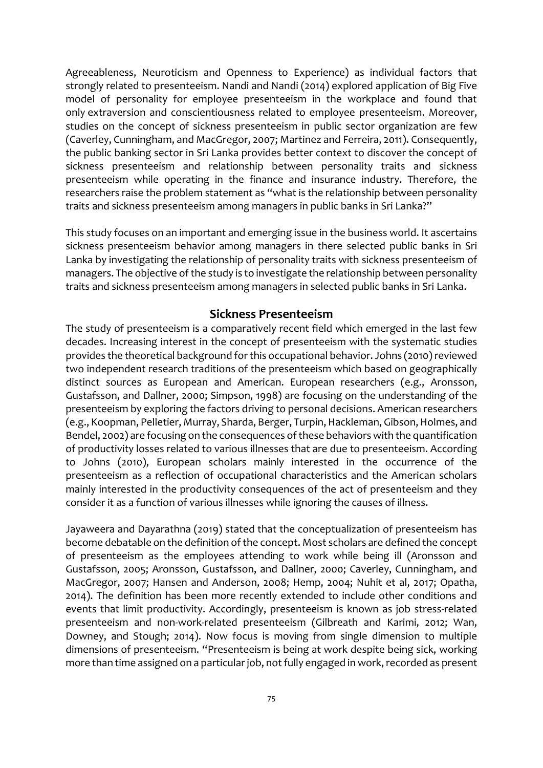Agreeableness, Neuroticism and Openness to Experience) as individual factors that strongly related to presenteeism. Nandi and Nandi (2014) explored application of Big Five model of personality for employee presenteeism in the workplace and found that only extraversion and conscientiousness related to employee presenteeism. Moreover, studies on the concept of sickness presenteeism in public sector organization are few (Caverley, Cunningham, and MacGregor, 2007; Martinez and Ferreira, 2011). Consequently, the public banking sector in Sri Lanka provides better context to discover the concept of sickness presenteeism and relationship between personality traits and sickness presenteeism while operating in the finance and insurance industry. Therefore, the researchers raise the problem statement as "what is the relationship between personality traits and sickness presenteeism among managers in public banks in Sri Lanka?"

This study focuses on an important and emerging issue in the business world. It ascertains sickness presenteeism behavior among managers in there selected public banks in Sri Lanka by investigating the relationship of personality traits with sickness presenteeism of managers. The objective of the study is to investigate the relationship between personality traits and sickness presenteeism among managers in selected public banks in Sri Lanka.

## Sickness Presenteeism

The study of presenteeism is a comparatively recent field which emerged in the last few decades. Increasing interest in the concept of presenteeism with the systematic studies provides the theoretical background for this occupational behavior. Johns (2010) reviewed two independent research traditions of the presenteeism which based on geographically distinct sources as European and American. European researchers (e.g., Aronsson, Gustafsson, and Dallner, 2000; Simpson, 1998) are focusing on the understanding of the presenteeism by exploring the factors driving to personal decisions. American researchers (e.g., Koopman, Pelletier, Murray, Sharda, Berger, Turpin, Hackleman, Gibson, Holmes, and Bendel, 2002) are focusing on the consequences of these behaviors with the quantification of productivity losses related to various illnesses that are due to presenteeism. According to Johns (2010), European scholars mainly interested in the occurrence of the presenteeism as a reflection of occupational characteristics and the American scholars mainly interested in the productivity consequences of the act of presenteeism and they consider it as a function of various illnesses while ignoring the causes of illness.

Jayaweera and Dayarathna (2019) stated that the conceptualization of presenteeism has become debatable on the definition of the concept. Most scholars are defined the concept of presenteeism as the employees attending to work while being ill (Aronsson and Gustafsson, 2005; Aronsson, Gustafsson, and Dallner, 2000; Caverley, Cunningham, and MacGregor, 2007; Hansen and Anderson, 2008; Hemp, 2004; Nuhit et al, 2017; Opatha, 2014). The definition has been more recently extended to include other conditions and events that limit productivity. Accordingly, presenteeism is known as job stress-related presenteeism and non-work-related presenteeism (Gilbreath and Karimi, 2012; Wan, Downey, and Stough; 2014). Now focus is moving from single dimension to multiple dimensions of presenteeism. "Presenteeism is being at work despite being sick, working more than time assigned on a particular job, not fully engaged in work, recorded as present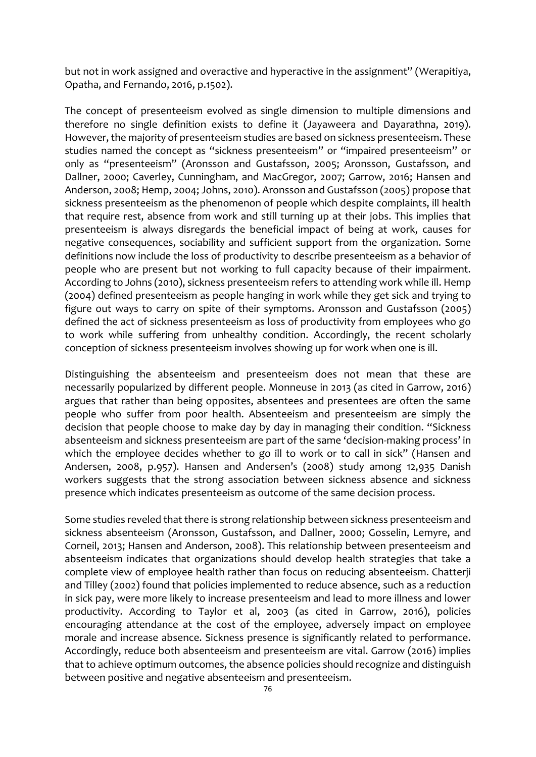but not in work assigned and overactive and hyperactive in the assignment" (Werapitiya, Opatha, and Fernando, 2016, p.1502).

The concept of presenteeism evolved as single dimension to multiple dimensions and therefore no single definition exists to define it (Jayaweera and Dayarathna, 2019). However, the majority of presenteeism studies are based on sickness presenteeism. These studies named the concept as "sickness presenteeism" or "impaired presenteeism" or only as "presenteeism" (Aronsson and Gustafsson, 2005; Aronsson, Gustafsson, and Dallner, 2000; Caverley, Cunningham, and MacGregor, 2007; Garrow, 2016; Hansen and Anderson, 2008; Hemp, 2004; Johns, 2010). Aronsson and Gustafsson (2005) propose that sickness presenteeism as the phenomenon of people which despite complaints, ill health that require rest, absence from work and still turning up at their jobs. This implies that presenteeism is always disregards the beneficial impact of being at work, causes for negative consequences, sociability and sufficient support from the organization. Some definitions now include the loss of productivity to describe presenteeism as a behavior of people who are present but not working to full capacity because of their impairment. According to Johns (2010), sickness presenteeism refers to attending work while ill. Hemp (2004) defined presenteeism as people hanging in work while they get sick and trying to figure out ways to carry on spite of their symptoms. Aronsson and Gustafsson (2005) defined the act of sickness presenteeism as loss of productivity from employees who go to work while suffering from unhealthy condition. Accordingly, the recent scholarly conception of sickness presenteeism involves showing up for work when one is ill.

Distinguishing the absenteeism and presenteeism does not mean that these are necessarily popularized by different people. Monneuse in 2013 (as cited in Garrow, 2016) argues that rather than being opposites, absentees and presentees are often the same people who suffer from poor health. Absenteeism and presenteeism are simply the decision that people choose to make day by day in managing their condition. "Sickness absenteeism and sickness presenteeism are part of the same 'decision-making process' in which the employee decides whether to go ill to work or to call in sick" (Hansen and Andersen, 2008, p.957). Hansen and Andersen's (2008) study among 12,935 Danish workers suggests that the strong association between sickness absence and sickness presence which indicates presenteeism as outcome of the same decision process.

Some studies reveled that there is strong relationship between sickness presenteeism and sickness absenteeism (Aronsson, Gustafsson, and Dallner, 2000; Gosselin, Lemyre, and Corneil, 2013; Hansen and Anderson, 2008). This relationship between presenteeism and absenteeism indicates that organizations should develop health strategies that take a complete view of employee health rather than focus on reducing absenteeism. Chatterji and Tilley (2002) found that policies implemented to reduce absence, such as a reduction in sick pay, were more likely to increase presenteeism and lead to more illness and lower productivity. According to Taylor et al, 2003 (as cited in Garrow, 2016), policies encouraging attendance at the cost of the employee, adversely impact on employee morale and increase absence. Sickness presence is significantly related to performance. Accordingly, reduce both absenteeism and presenteeism are vital. Garrow (2016) implies that to achieve optimum outcomes, the absence policies should recognize and distinguish between positive and negative absenteeism and presenteeism.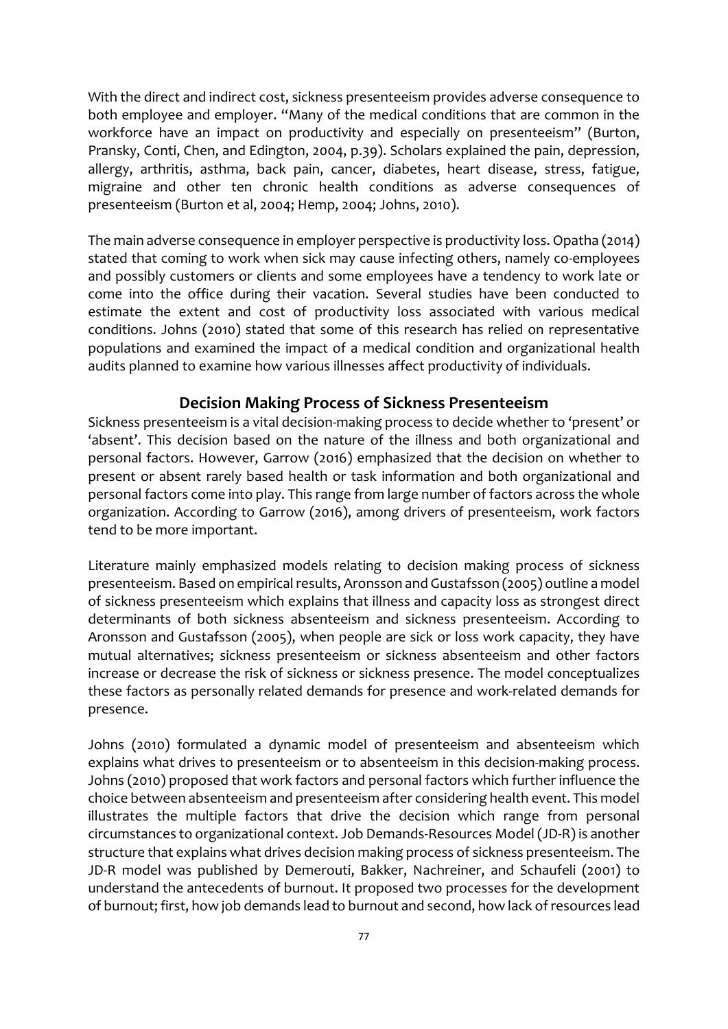With the direct and indirect cost, sickness presenteeism provides adverse consequence to both employee and employer. "Many of the medical conditions that are common in the workforce have an impact on productivity and especially on presenteeism" (Burton, Pransky, Conti, Chen, and Edington, 2004, p.39). Scholars explained the pain, depression, allergy, arthritis, asthma, back pain, cancer, diabetes, heart disease, stress, fatigue, migraine and other ten chronic health conditions as adverse consequences of presenteeism (Burton et al, 2004; Hemp, 2004; Johns, 2010).

The main adverse consequence in employer perspective is productivity loss. Opatha (2014) stated that coming to work when sick may cause infecting others, namely co-employees and possibly customers or clients and some employees have a tendency to work late or come into the office during their vacation. Several studies have been conducted to estimate the extent and cost of productivity loss associated with various medical conditions. Johns (2010) stated that some of this research has relied on representative populations and examined the impact of a medical condition and organizational health audits planned to examine how various illnesses affect productivity of individuals.

## Decision Making Process of Sickness Presenteeism

Sickness presenteeism is a vital decision-making process to decide whether to 'present' or 'absent'. This decision based on the nature of the illness and both organizational and personal factors. However, Garrow (2016) emphasized that the decision on whether to present or absent rarely based health or task information and both organizational and personal factors come into play. This range from large number of factors across the whole organization. According to Garrow (2016), among drivers of presenteeism, work factors tend to be more important.

Literature mainly emphasized models relating to decision making process of sickness presenteeism. Based on empirical results, Aronsson and Gustafsson (2005) outline a model of sickness presenteeism which explains that illness and capacity loss as strongest direct determinants of both sickness absenteeism and sickness presenteeism. According to Aronsson and Gustafsson (2005), when people are sick or loss work capacity, they have mutual alternatives; sickness presenteeism or sickness absenteeism and other factors increase or decrease the risk of sickness or sickness presence. The model conceptualizes these factors as personally related demands for presence and work-related demands for presence.

Johns (2010) formulated a dynamic model of presenteeism and absenteeism which explains what drives to presenteeism or to absenteeism in this decision-making process. Johns (2010) proposed that work factors and personal factors which further influence the choice between absenteeism and presenteeism after considering health event. This model illustrates the multiple factors that drive the decision which range from personal circumstances to organizational context. Job Demands-Resources Model (JD-R) is another structure that explains what drives decision making process of sickness presenteeism. The JD-R model was published by Demerouti, Bakker, Nachreiner, and Schaufeli (2001) to understand the antecedents of burnout. It proposed two processes for the development of burnout; first, how job demands lead to burnout and second, how lack of resources lead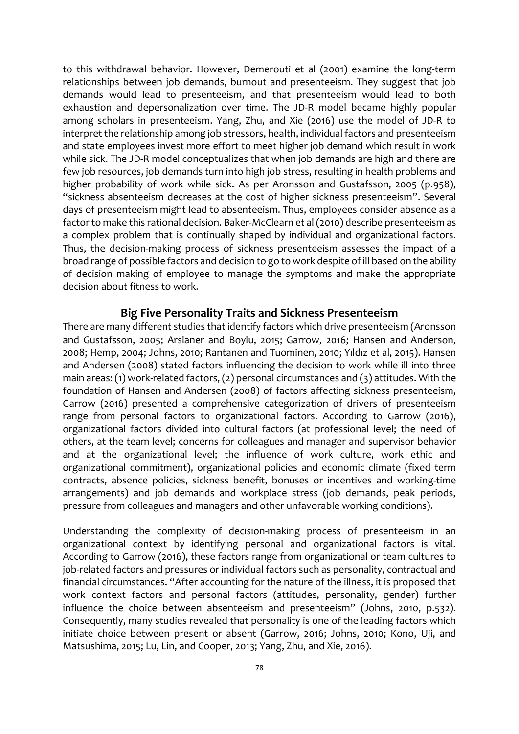to this withdrawal behavior. However, Demerouti et al (2001) examine the long-term relationships between job demands, burnout and presenteeism. They suggest that job demands would lead to presenteeism, and that presenteeism would lead to both exhaustion and depersonalization over time. The JD-R model became highly popular among scholars in presenteeism. Yang, Zhu, and Xie (2016) use the model of JD-R to interpret the relationship among job stressors, health, individual factors and presenteeism and state employees invest more effort to meet higher job demand which result in work while sick. The JD-R model conceptualizes that when job demands are high and there are few job resources, job demands turn into high job stress, resulting in health problems and higher probability of work while sick. As per Aronsson and Gustafsson, 2005 (p.958), "sickness absenteeism decreases at the cost of higher sickness presenteeism". Several days of presenteeism might lead to absenteeism. Thus, employees consider absence as a factor to make this rational decision. Baker-McClearn et al (2010) describe presenteeism as a complex problem that is continually shaped by individual and organizational factors. Thus, the decision-making process of sickness presenteeism assesses the impact of a broad range of possible factors and decision to go to work despite of ill based on the ability of decision making of employee to manage the symptoms and make the appropriate decision about fitness to work.

## Big Five Personality Traits and Sickness Presenteeism

There are many different studies that identify factors which drive presenteeism (Aronsson and Gustafsson, 2005; Arslaner and Boylu, 2015; Garrow, 2016; Hansen and Anderson, 2008; Hemp, 2004; Johns, 2010; Rantanen and Tuominen, 2010; Yıldız et al, 2015). Hansen and Andersen (2008) stated factors influencing the decision to work while ill into three main areas: (1) work-related factors, (2) personal circumstances and (3) attitudes. With the foundation of Hansen and Andersen (2008) of factors affecting sickness presenteeism, Garrow (2016) presented a comprehensive categorization of drivers of presenteeism range from personal factors to organizational factors. According to Garrow (2016), organizational factors divided into cultural factors (at professional level; the need of others, at the team level; concerns for colleagues and manager and supervisor behavior and at the organizational level; the influence of work culture, work ethic and organizational commitment), organizational policies and economic climate (fixed term contracts, absence policies, sickness benefit, bonuses or incentives and working-time arrangements) and job demands and workplace stress (job demands, peak periods, pressure from colleagues and managers and other unfavorable working conditions).

Understanding the complexity of decision-making process of presenteeism in an organizational context by identifying personal and organizational factors is vital. According to Garrow (2016), these factors range from organizational or team cultures to job-related factors and pressures or individual factors such as personality, contractual and financial circumstances. "After accounting for the nature of the illness, it is proposed that work context factors and personal factors (attitudes, personality, gender) further influence the choice between absenteeism and presenteeism" (Johns, 2010, p.532). Consequently, many studies revealed that personality is one of the leading factors which initiate choice between present or absent (Garrow, 2016; Johns, 2010; Kono, Uji, and Matsushima, 2015; Lu, Lin, and Cooper, 2013; Yang, Zhu, and Xie, 2016).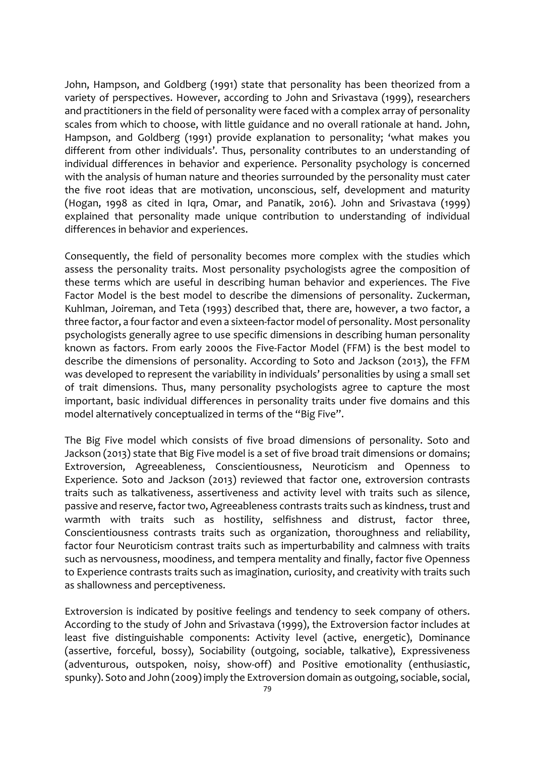John, Hampson, and Goldberg (1991) state that personality has been theorized from a variety of perspectives. However, according to John and Srivastava (1999), researchers and practitioners in the field of personality were faced with a complex array of personality scales from which to choose, with little guidance and no overall rationale at hand. John, Hampson, and Goldberg (1991) provide explanation to personality; 'what makes you different from other individuals'. Thus, personality contributes to an understanding of individual differences in behavior and experience. Personality psychology is concerned with the analysis of human nature and theories surrounded by the personality must cater the five root ideas that are motivation, unconscious, self, development and maturity (Hogan, 1998 as cited in Iqra, Omar, and Panatik, 2016). John and Srivastava (1999) explained that personality made unique contribution to understanding of individual differences in behavior and experiences.

Consequently, the field of personality becomes more complex with the studies which assess the personality traits. Most personality psychologists agree the composition of these terms which are useful in describing human behavior and experiences. The Five Factor Model is the best model to describe the dimensions of personality. Zuckerman, Kuhlman, Joireman, and Teta (1993) described that, there are, however, a two factor, a three factor, a four factor and even a sixteen-factor model of personality. Most personality psychologists generally agree to use specific dimensions in describing human personality known as factors. From early 2000s the Five-Factor Model (FFM) is the best model to describe the dimensions of personality. According to Soto and Jackson (2013), the FFM was developed to represent the variability in individuals' personalities by using a small set of trait dimensions. Thus, many personality psychologists agree to capture the most important, basic individual differences in personality traits under five domains and this model alternatively conceptualized in terms of the "Big Five".

The Big Five model which consists of five broad dimensions of personality. Soto and Jackson (2013) state that Big Five model is a set of five broad trait dimensions or domains; Extroversion, Agreeableness, Conscientiousness, Neuroticism and Openness to Experience. Soto and Jackson (2013) reviewed that factor one, extroversion contrasts traits such as talkativeness, assertiveness and activity level with traits such as silence, passive and reserve, factor two, Agreeableness contrasts traits such as kindness, trust and warmth with traits such as hostility, selfishness and distrust, factor three, Conscientiousness contrasts traits such as organization, thoroughness and reliability, factor four Neuroticism contrast traits such as imperturbability and calmness with traits such as nervousness, moodiness, and tempera mentality and finally, factor five Openness to Experience contrasts traits such as imagination, curiosity, and creativity with traits such as shallowness and perceptiveness.

Extroversion is indicated by positive feelings and tendency to seek company of others. According to the study of John and Srivastava (1999), the Extroversion factor includes at least five distinguishable components: Activity level (active, energetic), Dominance (assertive, forceful, bossy), Sociability (outgoing, sociable, talkative), Expressiveness (adventurous, outspoken, noisy, show-off) and Positive emotionality (enthusiastic, spunky). Soto and John (2009) imply the Extroversion domain as outgoing, sociable, social,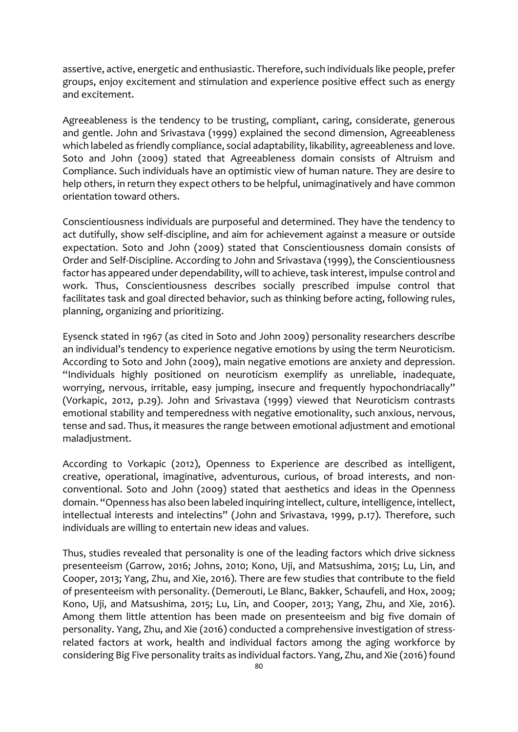assertive, active, energetic and enthusiastic. Therefore, such individuals like people, prefer groups, enjoy excitement and stimulation and experience positive effect such as energy and excitement.

Agreeableness is the tendency to be trusting, compliant, caring, considerate, generous and gentle. John and Srivastava (1999) explained the second dimension, Agreeableness which labeled as friendly compliance, social adaptability, likability, agreeableness and love. Soto and John (2009) stated that Agreeableness domain consists of Altruism and Compliance. Such individuals have an optimistic view of human nature. They are desire to help others, in return they expect others to be helpful, unimaginatively and have common orientation toward others.

Conscientiousness individuals are purposeful and determined. They have the tendency to act dutifully, show self-discipline, and aim for achievement against a measure or outside expectation. Soto and John (2009) stated that Conscientiousness domain consists of Order and Self-Discipline. According to John and Srivastava (1999), the Conscientiousness factor has appeared under dependability, will to achieve, task interest, impulse control and work. Thus, Conscientiousness describes socially prescribed impulse control that facilitates task and goal directed behavior, such as thinking before acting, following rules, planning, organizing and prioritizing.

Eysenck stated in 1967 (as cited in Soto and John 2009) personality researchers describe an individual's tendency to experience negative emotions by using the term Neuroticism. According to Soto and John (2009), main negative emotions are anxiety and depression. "Individuals highly positioned on neuroticism exemplify as unreliable, inadequate, worrying, nervous, irritable, easy jumping, insecure and frequently hypochondriacally" (Vorkapic, 2012, p.29). John and Srivastava (1999) viewed that Neuroticism contrasts emotional stability and temperedness with negative emotionality, such anxious, nervous, tense and sad. Thus, it measures the range between emotional adjustment and emotional maladjustment.

According to Vorkapic (2012), Openness to Experience are described as intelligent, creative, operational, imaginative, adventurous, curious, of broad interests, and non-conventional. Soto and John (2009) stated that aesthetics and ideas in the Openness domain. "Openness has also been labeled inquiring intellect, culture, intelligence, intellect, intellectual interests and intelectins" (John and Srivastava, 1999, p.17). Therefore, such individuals are willing to entertain new ideas and values.

Thus, studies revealed that personality is one of the leading factors which drive sickness presenteeism (Garrow, 2016; Johns, 2010; Kono, Uji, and Matsushima, 2015; Lu, Lin, and Cooper, 2013; Yang, Zhu, and Xie, 2016). There are few studies that contribute to the field of presenteeism with personality. (Demerouti, Le Blanc, Bakker, Schaufeli, and Hox, 2009; Kono, Uji, and Matsushima, 2015; Lu, Lin, and Cooper, 2013; Yang, Zhu, and Xie, 2016). Among them little attention has been made on presenteeism and big five domain of personality. Yang, Zhu, and Xie (2016) conducted a comprehensive investigation of stress-related factors at work, health and individual factors among the aging workforce by considering Big Five personality traits as individual factors. Yang, Zhu, and Xie (2016) found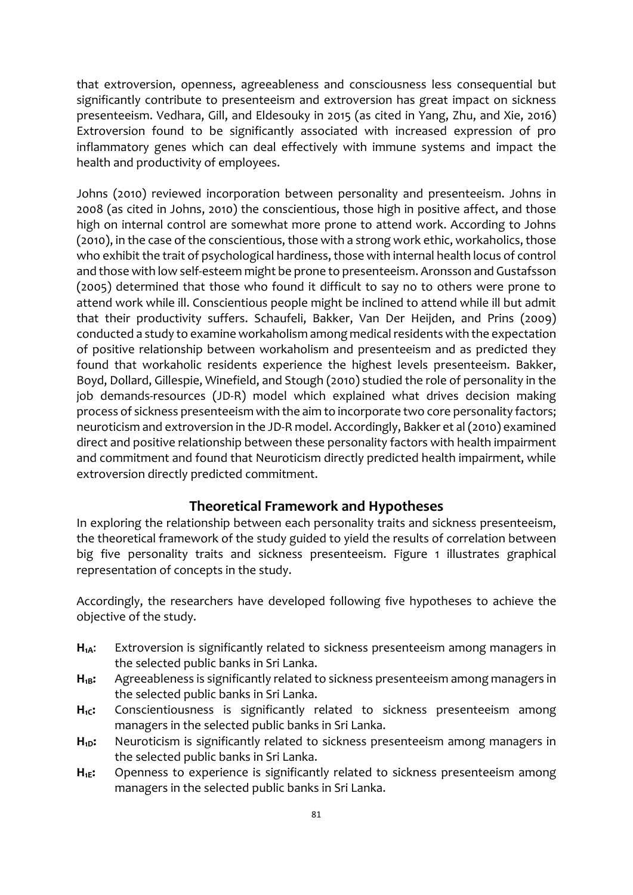that extroversion, openness, agreeableness and consciousness less consequential but significantly contribute to presenteeism and extroversion has great impact on sickness presenteeism. Vedhara, Gill, and Eldesouky in 2015 (as cited in Yang, Zhu, and Xie, 2016) Extroversion found to be significantly associated with increased expression of pro inflammatory genes which can deal effectively with immune systems and impact the health and productivity of employees.

Johns (2010) reviewed incorporation between personality and presenteeism. Johns in 2008 (as cited in Johns, 2010) the conscientious, those high in positive affect, and those high on internal control are somewhat more prone to attend work. According to Johns (2010), in the case of the conscientious, those with a strong work ethic, workaholics, those who exhibit the trait of psychological hardiness, those with internal health locus of control and those with low self-esteem might be prone to presenteeism. Aronsson and Gustafsson (2005) determined that those who found it difficult to say no to others were prone to attend work while ill. Conscientious people might be inclined to attend while ill but admit that their productivity suffers. Schaufeli, Bakker, Van Der Heijden, and Prins (2009) conducted a study to examine workaholism among medical residents with the expectation of positive relationship between workaholism and presenteeism and as predicted they found that workaholic residents experience the highest levels presenteeism. Bakker, Boyd, Dollard, Gillespie, Winefield, and Stough (2010) studied the role of personality in the job demands-resources (JD-R) model which explained what drives decision making process of sickness presenteeism with the aim to incorporate two core personality factors; neuroticism and extroversion in the JD-R model. Accordingly, Bakker et al (2010) examined direct and positive relationship between these personality factors with health impairment and commitment and found that Neuroticism directly predicted health impairment, while extroversion directly predicted commitment.

## Theoretical Framework and Hypotheses

In exploring the relationship between each personality traits and sickness presenteeism, the theoretical framework of the study guided to yield the results of correlation between big five personality traits and sickness presenteeism. Figure 1 illustrates graphical representation of concepts in the study.

Accordingly, the researchers have developed following five hypotheses to achieve the objective of the study.

- **$H_{1A}$:** Extroversion is significantly related to sickness presenteeism among managers in the selected public banks in Sri Lanka.
- **$H_{1B}$:** Agreeableness is significantly related to sickness presenteeism among managers in the selected public banks in Sri Lanka.
- **$H_{1C}$:** Conscientiousness is significantly related to sickness presenteeism among managers in the selected public banks in Sri Lanka.
- **$H_{1D}$:** Neuroticism is significantly related to sickness presenteeism among managers in the selected public banks in Sri Lanka.
- **$H_{1E}$:** Openness to experience is significantly related to sickness presenteeism among managers in the selected public banks in Sri Lanka.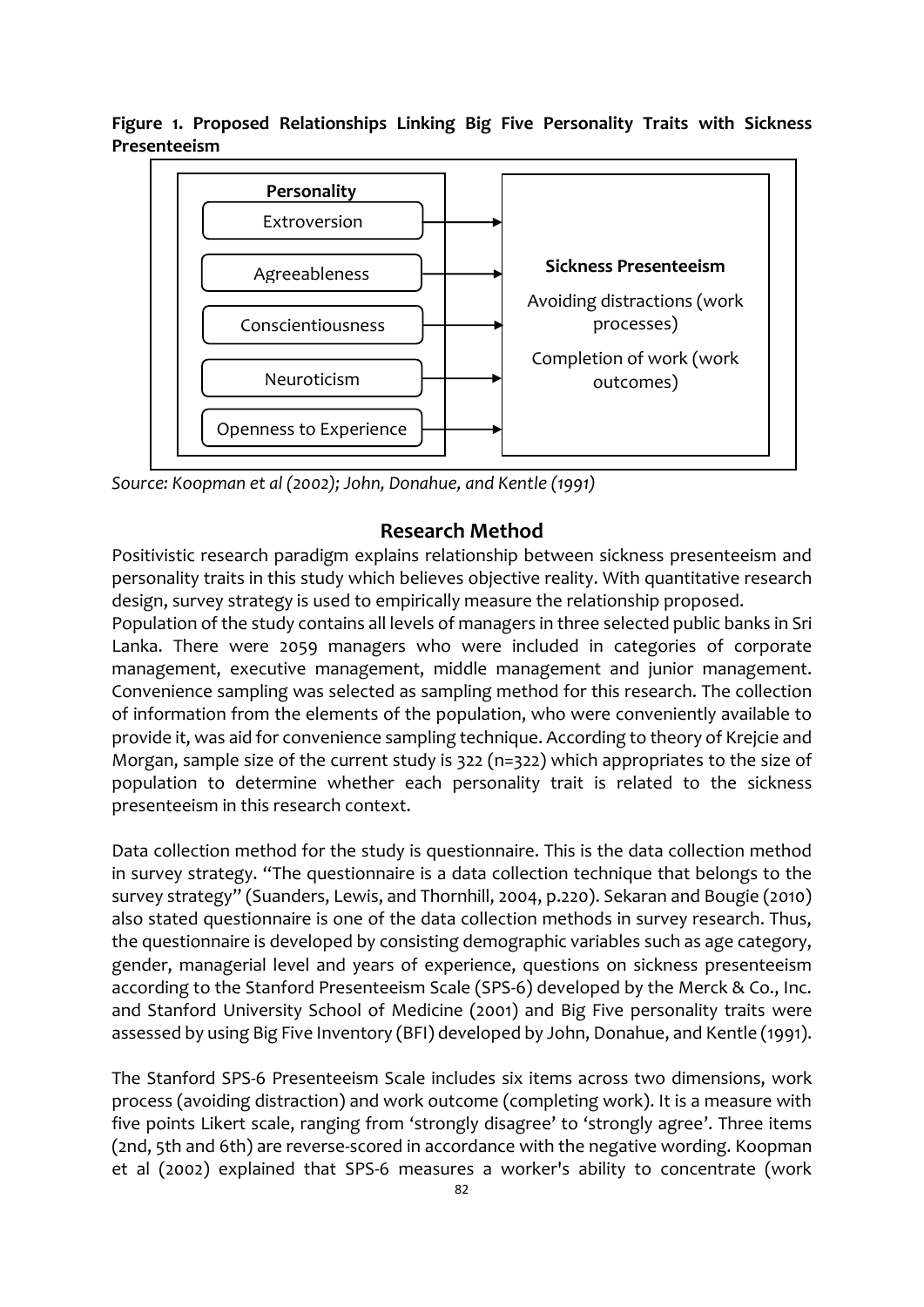**Figure 1. Proposed Relationships Linking Big Five Personality Traits with Sickness Presenteeism**

| Personality | | Sickness Presenteeism |
|---|---|---|
| Extroversion | → | Avoiding distractions (work processes) |
| Agreeableness | → | Completion of work (work outcomes) |
| Conscientiousness | → | |
| Neuroticism | → | |
| Openness to Experience | → | |

*Source: Koopman et al (2002); John, Donahue, and Kentle (1991)*

## Research Method

Positivistic research paradigm explains relationship between sickness presenteeism and personality traits in this study which believes objective reality. With quantitative research design, survey strategy is used to empirically measure the relationship proposed.

Population of the study contains all levels of managers in three selected public banks in Sri Lanka. There were 2059 managers who were included in categories of corporate management, executive management, middle management and junior management. Convenience sampling was selected as sampling method for this research. The collection of information from the elements of the population, who were conveniently available to provide it, was aid for convenience sampling technique. According to theory of Krejcie and Morgan, sample size of the current study is 322 (n=322) which appropriates to the size of population to determine whether each personality trait is related to the sickness presenteeism in this research context.

Data collection method for the study is questionnaire. This is the data collection method in survey strategy. "The questionnaire is a data collection technique that belongs to the survey strategy" (Suanders, Lewis, and Thornhill, 2004, p.220). Sekaran and Bougie (2010) also stated questionnaire is one of the data collection methods in survey research. Thus, the questionnaire is developed by consisting demographic variables such as age category, gender, managerial level and years of experience, questions on sickness presenteeism according to the Stanford Presenteeism Scale (SPS-6) developed by the Merck & Co., Inc. and Stanford University School of Medicine (2001) and Big Five personality traits were assessed by using Big Five Inventory (BFI) developed by John, Donahue, and Kentle (1991).

The Stanford SPS-6 Presenteeism Scale includes six items across two dimensions, work process (avoiding distraction) and work outcome (completing work). It is a measure with five points Likert scale, ranging from 'strongly disagree' to 'strongly agree'. Three items (2nd, 5th and 6th) are reverse-scored in accordance with the negative wording. Koopman et al (2002) explained that SPS-6 measures a worker's ability to concentrate (work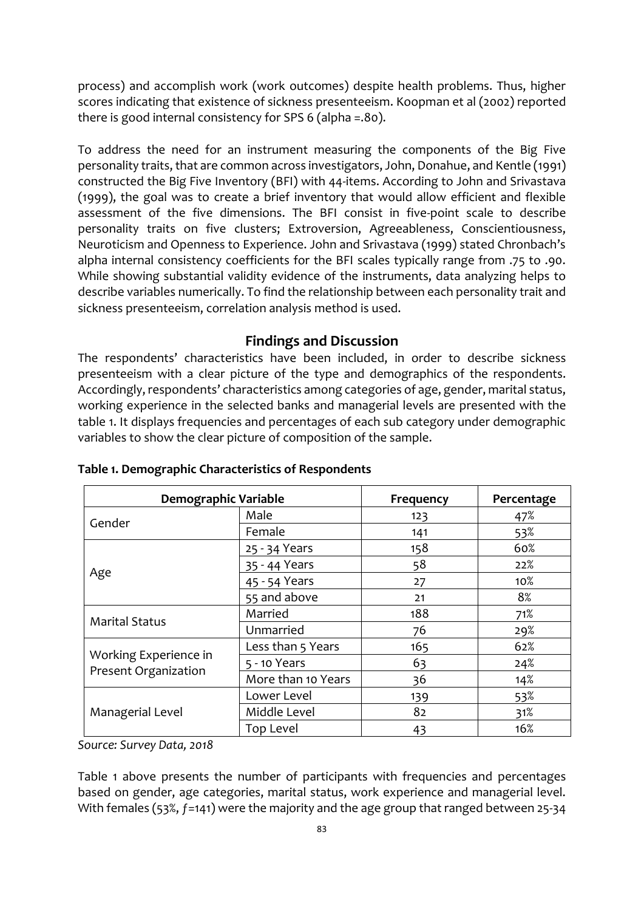process) and accomplish work (work outcomes) despite health problems. Thus, higher scores indicating that existence of sickness presenteeism. Koopman et al (2002) reported there is good internal consistency for SPS 6 (alpha =.80).

To address the need for an instrument measuring the components of the Big Five personality traits, that are common across investigators, John, Donahue, and Kentle (1991) constructed the Big Five Inventory (BFI) with 44-items. According to John and Srivastava (1999), the goal was to create a brief inventory that would allow efficient and flexible assessment of the five dimensions. The BFI consist in five-point scale to describe personality traits on five clusters; Extroversion, Agreeableness, Conscientiousness, Neuroticism and Openness to Experience. John and Srivastava (1999) stated Chronbach's alpha internal consistency coefficients for the BFI scales typically range from .75 to .90. While showing substantial validity evidence of the instruments, data analyzing helps to describe variables numerically. To find the relationship between each personality trait and sickness presenteeism, correlation analysis method is used.

## Findings and Discussion

The respondents' characteristics have been included, in order to describe sickness presenteeism with a clear picture of the type and demographics of the respondents. Accordingly, respondents' characteristics among categories of age, gender, marital status, working experience in the selected banks and managerial levels are presented with the table 1. It displays frequencies and percentages of each sub category under demographic variables to show the clear picture of composition of the sample.

**Table 1. Demographic Characteristics of Respondents**

| Demographic Variable | | Frequency | Percentage |
|---|---|---|---|
| Gender | Male | 123 | 47% |
| | Female | 141 | 53% |
| Age | 25 - 34 Years | 158 | 60% |
| | 35 - 44 Years | 58 | 22% |
| | 45 - 54 Years | 27 | 10% |
| | 55 and above | 21 | 8% |
| Marital Status | Married | 188 | 71% |
| | Unmarried | 76 | 29% |
| Working Experience in Present Organization | Less than 5 Years | 165 | 62% |
| | 5 - 10 Years | 63 | 24% |
| | More than 10 Years | 36 | 14% |
| Managerial Level | Lower Level | 139 | 53% |
| | Middle Level | 82 | 31% |
| | Top Level | 43 | 16% |

*Source: Survey Data, 2018*

Table 1 above presents the number of participants with frequencies and percentages based on gender, age categories, marital status, work experience and managerial level. With females (53%, $f$=141) were the majority and the age group that ranged between 25-34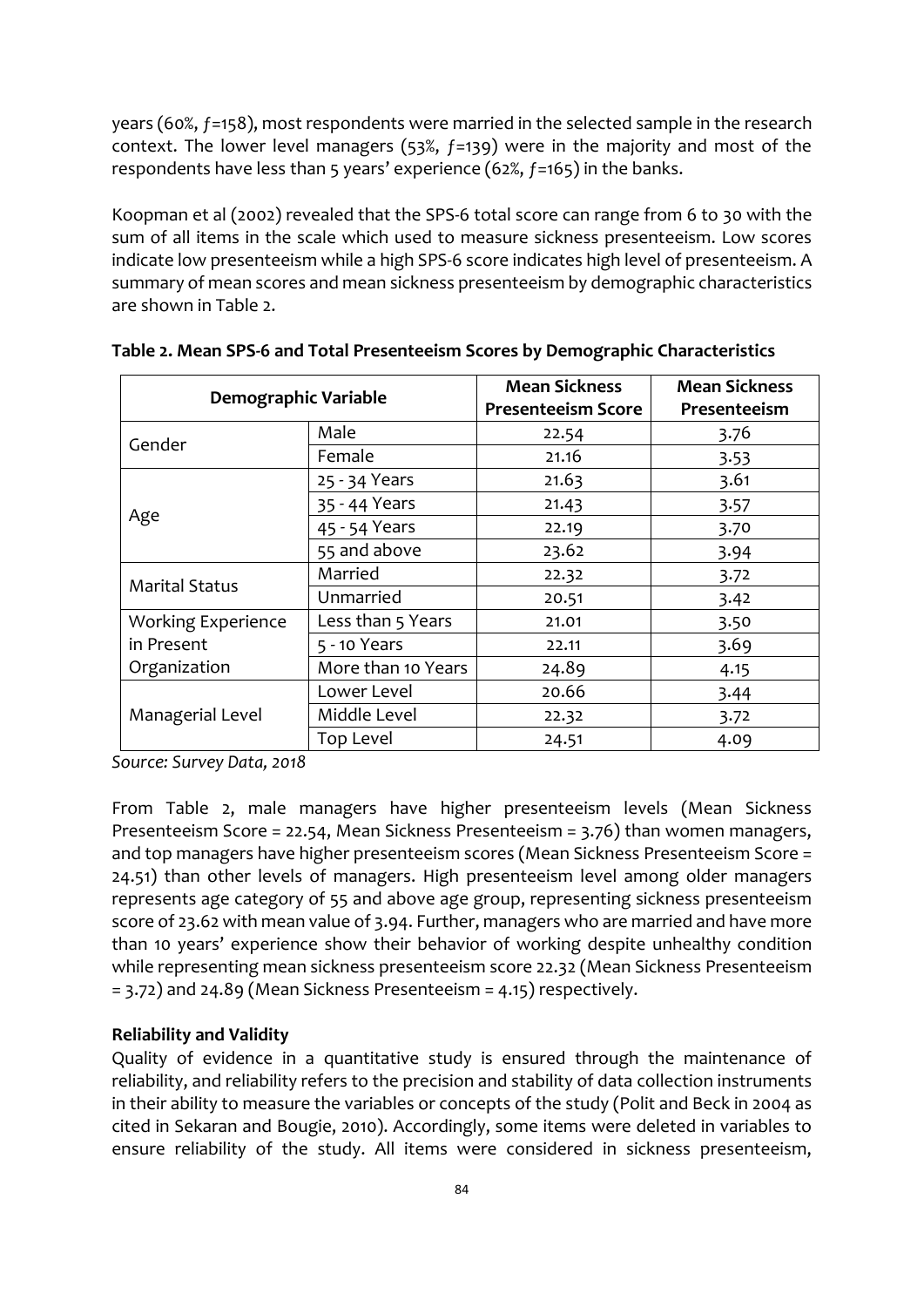years (60%, $f$=158), most respondents were married in the selected sample in the research context. The lower level managers (53%, $f$=139) were in the majority and most of the respondents have less than 5 years' experience (62%, $f$=165) in the banks.

Koopman et al (2002) revealed that the SPS-6 total score can range from 6 to 30 with the sum of all items in the scale which used to measure sickness presenteeism. Low scores indicate low presenteeism while a high SPS-6 score indicates high level of presenteeism. A summary of mean scores and mean sickness presenteeism by demographic characteristics are shown in Table 2.

**Table 2. Mean SPS-6 and Total Presenteeism Scores by Demographic Characteristics**

| Demographic Variable | | Mean Sickness Presenteeism Score | Mean Sickness Presenteeism |
|---|---|---|---|
| Gender | Male | 22.54 | 3.76 |
| | Female | 21.16 | 3.53 |
| Age | 25 - 34 Years | 21.63 | 3.61 |
| | 35 - 44 Years | 21.43 | 3.57 |
| | 45 - 54 Years | 22.19 | 3.70 |
| | 55 and above | 23.62 | 3.94 |
| Marital Status | Married | 22.32 | 3.72 |
| | Unmarried | 20.51 | 3.42 |
| Working Experience in Present Organization | Less than 5 Years | 21.01 | 3.50 |
| | 5 - 10 Years | 22.11 | 3.69 |
| | More than 10 Years | 24.89 | 4.15 |
| Managerial Level | Lower Level | 20.66 | 3.44 |
| | Middle Level | 22.32 | 3.72 |
| | Top Level | 24.51 | 4.09 |

*Source: Survey Data, 2018*

From Table 2, male managers have higher presenteeism levels (Mean Sickness Presenteeism Score = 22.54, Mean Sickness Presenteeism = 3.76) than women managers, and top managers have higher presenteeism scores (Mean Sickness Presenteeism Score = 24.51) than other levels of managers. High presenteeism level among older managers represents age category of 55 and above age group, representing sickness presenteeism score of 23.62 with mean value of 3.94. Further, managers who are married and have more than 10 years' experience show their behavior of working despite unhealthy condition while representing mean sickness presenteeism score 22.32 (Mean Sickness Presenteeism = 3.72) and 24.89 (Mean Sickness Presenteeism = 4.15) respectively.

**Reliability and Validity**

Quality of evidence in a quantitative study is ensured through the maintenance of reliability, and reliability refers to the precision and stability of data collection instruments in their ability to measure the variables or concepts of the study (Polit and Beck in 2004 as cited in Sekaran and Bougie, 2010). Accordingly, some items were deleted in variables to ensure reliability of the study. All items were considered in sickness presenteeism,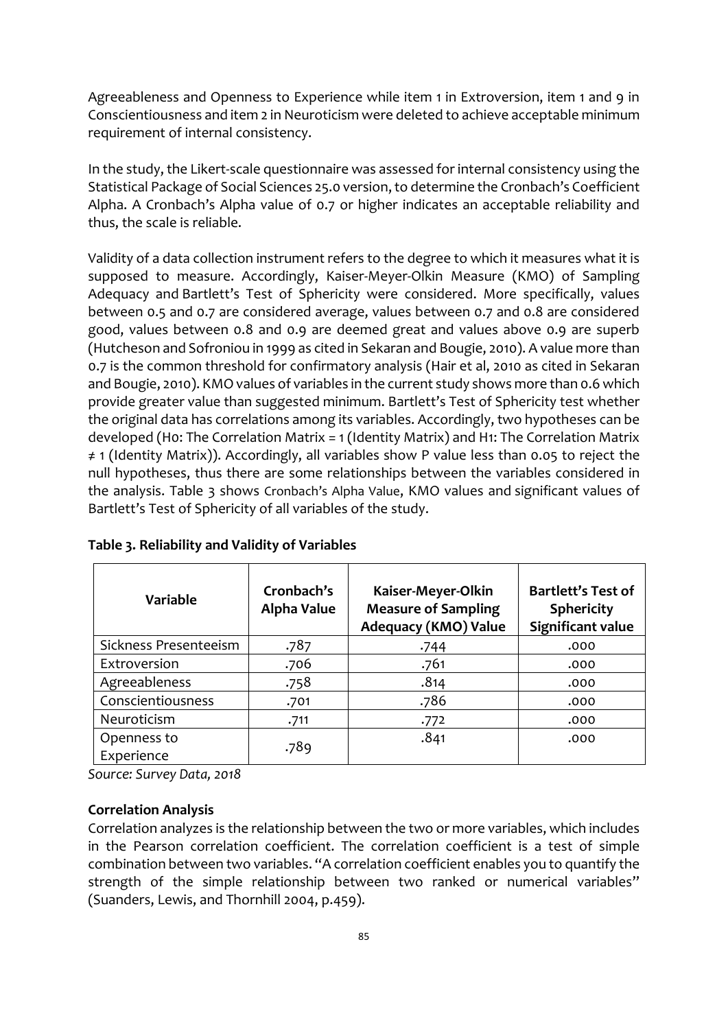Agreeableness and Openness to Experience while item 1 in Extroversion, item 1 and 9 in Conscientiousness and item 2 in Neuroticism were deleted to achieve acceptable minimum requirement of internal consistency.

In the study, the Likert-scale questionnaire was assessed for internal consistency using the Statistical Package of Social Sciences 25.0 version, to determine the Cronbach's Coefficient Alpha. A Cronbach's Alpha value of 0.7 or higher indicates an acceptable reliability and thus, the scale is reliable.

Validity of a data collection instrument refers to the degree to which it measures what it is supposed to measure. Accordingly, Kaiser-Meyer-Olkin Measure (KMO) of Sampling Adequacy and Bartlett's Test of Sphericity were considered. More specifically, values between 0.5 and 0.7 are considered average, values between 0.7 and 0.8 are considered good, values between 0.8 and 0.9 are deemed great and values above 0.9 are superb (Hutcheson and Sofroniou in 1999 as cited in Sekaran and Bougie, 2010). A value more than 0.7 is the common threshold for confirmatory analysis (Hair et al, 2010 as cited in Sekaran and Bougie, 2010). KMO values of variables in the current study shows more than 0.6 which provide greater value than suggested minimum. Bartlett's Test of Sphericity test whether the original data has correlations among its variables. Accordingly, two hypotheses can be developed (H0: The Correlation Matrix = 1 (Identity Matrix) and H1: The Correlation Matrix ≠ 1 (Identity Matrix)). Accordingly, all variables show P value less than 0.05 to reject the null hypotheses, thus there are some relationships between the variables considered in the analysis. Table 3 shows Cronbach's Alpha Value, KMO values and significant values of Bartlett's Test of Sphericity of all variables of the study.

**Table 3. Reliability and Validity of Variables**

| Variable | Cronbach's Alpha Value | Kaiser-Meyer-Olkin Measure of Sampling Adequacy (KMO) Value | Bartlett's Test of Sphericity Significant value |
|---|---|---|---|
| Sickness Presenteeism | .787 | .744 | .000 |
| Extroversion | .706 | .761 | .000 |
| Agreeableness | .758 | .814 | .000 |
| Conscientiousness | .701 | .786 | .000 |
| Neuroticism | .711 | .772 | .000 |
| Openness to Experience | .789 | .841 | .000 |

*Source: Survey Data, 2018*

**Correlation Analysis**

Correlation analyzes is the relationship between the two or more variables, which includes in the Pearson correlation coefficient. The correlation coefficient is a test of simple combination between two variables. "A correlation coefficient enables you to quantify the strength of the simple relationship between two ranked or numerical variables" (Suanders, Lewis, and Thornhill 2004, p.459).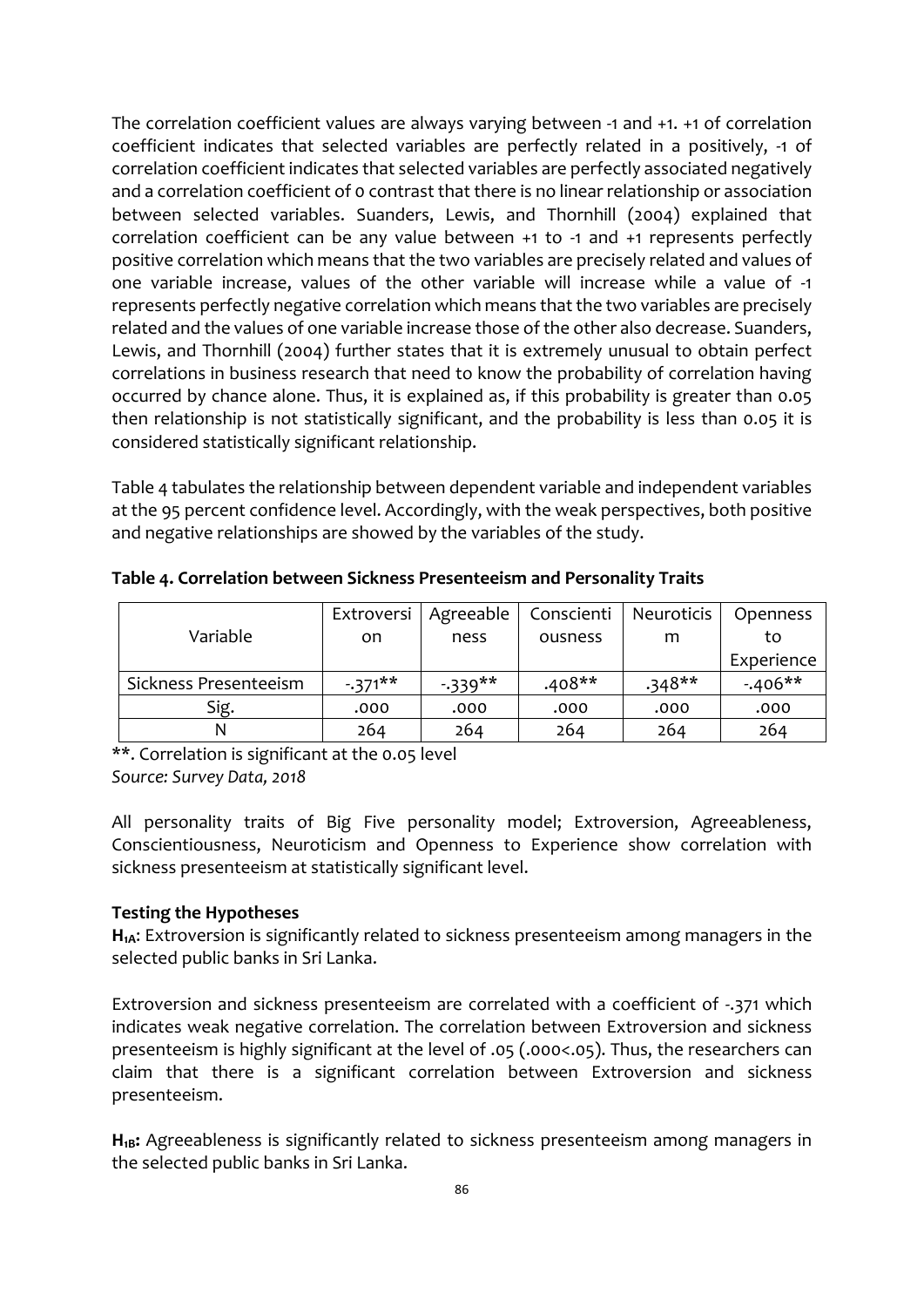The correlation coefficient values are always varying between -1 and +1. +1 of correlation coefficient indicates that selected variables are perfectly related in a positively, -1 of correlation coefficient indicates that selected variables are perfectly associated negatively and a correlation coefficient of 0 contrast that there is no linear relationship or association between selected variables. Suanders, Lewis, and Thornhill (2004) explained that correlation coefficient can be any value between +1 to -1 and +1 represents perfectly positive correlation which means that the two variables are precisely related and values of one variable increase, values of the other variable will increase while a value of -1 represents perfectly negative correlation which means that the two variables are precisely related and the values of one variable increase those of the other also decrease. Suanders, Lewis, and Thornhill (2004) further states that it is extremely unusual to obtain perfect correlations in business research that need to know the probability of correlation having occurred by chance alone. Thus, it is explained as, if this probability is greater than 0.05 then relationship is not statistically significant, and the probability is less than 0.05 it is considered statistically significant relationship.

Table 4 tabulates the relationship between dependent variable and independent variables at the 95 percent confidence level. Accordingly, with the weak perspectives, both positive and negative relationships are showed by the variables of the study.

**Table 4. Correlation between Sickness Presenteeism and Personality Traits**

| Variable | Extroversion | Agreeableness | Conscientiousness | Neuroticism | Openness to Experience |
|---|---|---|---|---|---|
| Sickness Presenteeism | -.371** | -.339** | .408** | .348** | -.406** |
| Sig. | .000 | .000 | .000 | .000 | .000 |
| N | 264 | 264 | 264 | 264 | 264 |

**. Correlation is significant at the 0.05 level
*Source: Survey Data, 2018*

All personality traits of Big Five personality model; Extroversion, Agreeableness, Conscientiousness, Neuroticism and Openness to Experience show correlation with sickness presenteeism at statistically significant level.

**Testing the Hypotheses**

**$H_{1A}$**: Extroversion is significantly related to sickness presenteeism among managers in the selected public banks in Sri Lanka.

Extroversion and sickness presenteeism are correlated with a coefficient of -.371 which indicates weak negative correlation. The correlation between Extroversion and sickness presenteeism is highly significant at the level of .05 (.000<.05). Thus, the researchers can claim that there is a significant correlation between Extroversion and sickness presenteeism.

**$H_{1B}$:** Agreeableness is significantly related to sickness presenteeism among managers in the selected public banks in Sri Lanka.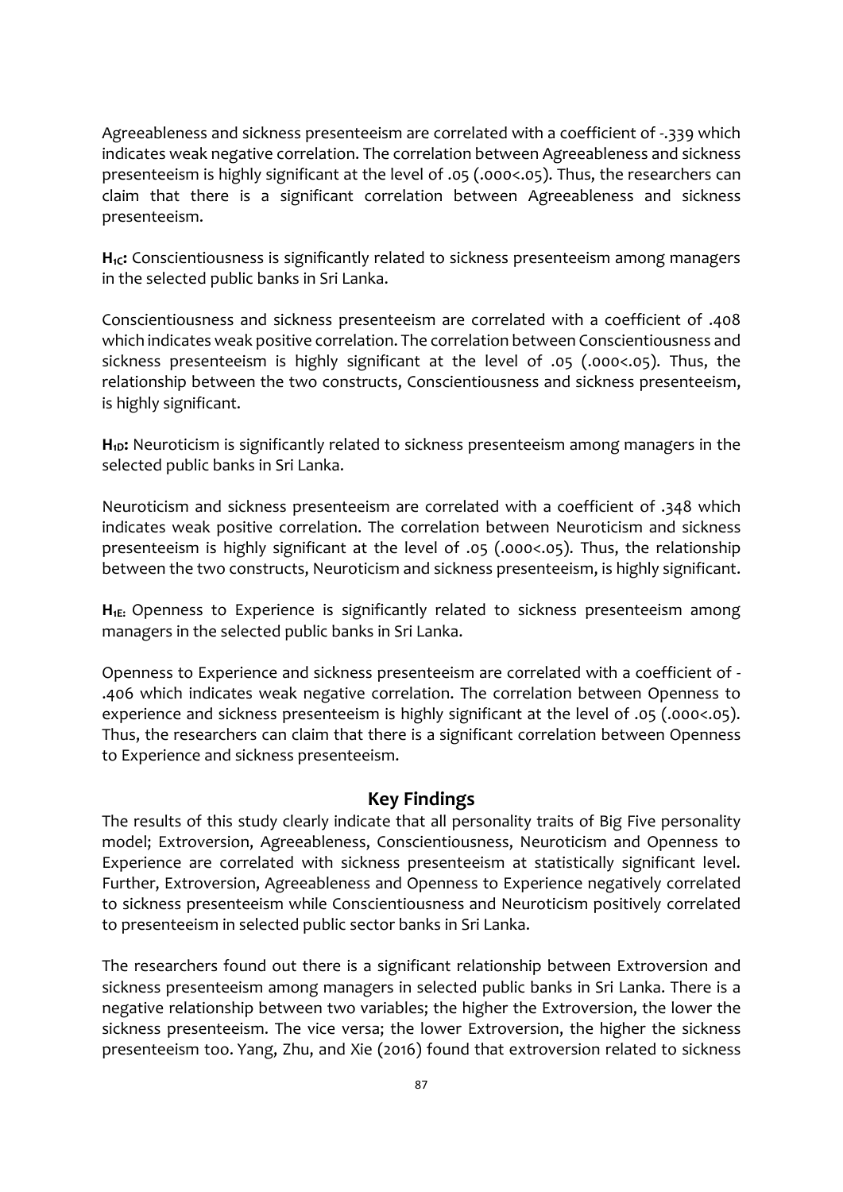Agreeableness and sickness presenteeism are correlated with a coefficient of -.339 which indicates weak negative correlation. The correlation between Agreeableness and sickness presenteeism is highly significant at the level of .05 (.000<.05). Thus, the researchers can claim that there is a significant correlation between Agreeableness and sickness presenteeism.

**$H_{1C}$:** Conscientiousness is significantly related to sickness presenteeism among managers in the selected public banks in Sri Lanka.

Conscientiousness and sickness presenteeism are correlated with a coefficient of .408 which indicates weak positive correlation. The correlation between Conscientiousness and sickness presenteeism is highly significant at the level of .05 (.000<.05). Thus, the relationship between the two constructs, Conscientiousness and sickness presenteeism, is highly significant.

**$H_{1D}$:** Neuroticism is significantly related to sickness presenteeism among managers in the selected public banks in Sri Lanka.

Neuroticism and sickness presenteeism are correlated with a coefficient of .348 which indicates weak positive correlation. The correlation between Neuroticism and sickness presenteeism is highly significant at the level of .05 (.000<.05). Thus, the relationship between the two constructs, Neuroticism and sickness presenteeism, is highly significant.

**$H_{1E}$:** Openness to Experience is significantly related to sickness presenteeism among managers in the selected public banks in Sri Lanka.

Openness to Experience and sickness presenteeism are correlated with a coefficient of -.406 which indicates weak negative correlation. The correlation between Openness to experience and sickness presenteeism is highly significant at the level of .05 (.000<.05). Thus, the researchers can claim that there is a significant correlation between Openness to Experience and sickness presenteeism.

## Key Findings

The results of this study clearly indicate that all personality traits of Big Five personality model; Extroversion, Agreeableness, Conscientiousness, Neuroticism and Openness to Experience are correlated with sickness presenteeism at statistically significant level. Further, Extroversion, Agreeableness and Openness to Experience negatively correlated to sickness presenteeism while Conscientiousness and Neuroticism positively correlated to presenteeism in selected public sector banks in Sri Lanka.

The researchers found out there is a significant relationship between Extroversion and sickness presenteeism among managers in selected public banks in Sri Lanka. There is a negative relationship between two variables; the higher the Extroversion, the lower the sickness presenteeism. The vice versa; the lower Extroversion, the higher the sickness presenteeism too. Yang, Zhu, and Xie (2016) found that extroversion related to sickness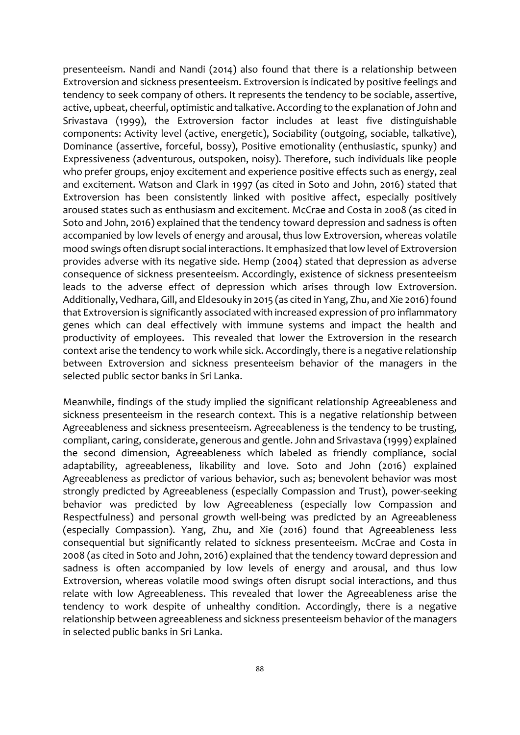presenteeism. Nandi and Nandi (2014) also found that there is a relationship between Extroversion and sickness presenteeism. Extroversion is indicated by positive feelings and tendency to seek company of others. It represents the tendency to be sociable, assertive, active, upbeat, cheerful, optimistic and talkative. According to the explanation of John and Srivastava (1999), the Extroversion factor includes at least five distinguishable components: Activity level (active, energetic), Sociability (outgoing, sociable, talkative), Dominance (assertive, forceful, bossy), Positive emotionality (enthusiastic, spunky) and Expressiveness (adventurous, outspoken, noisy). Therefore, such individuals like people who prefer groups, enjoy excitement and experience positive effects such as energy, zeal and excitement. Watson and Clark in 1997 (as cited in Soto and John, 2016) stated that Extroversion has been consistently linked with positive affect, especially positively aroused states such as enthusiasm and excitement. McCrae and Costa in 2008 (as cited in Soto and John, 2016) explained that the tendency toward depression and sadness is often accompanied by low levels of energy and arousal, thus low Extroversion, whereas volatile mood swings often disrupt social interactions. It emphasized that low level of Extroversion provides adverse with its negative side. Hemp (2004) stated that depression as adverse consequence of sickness presenteeism. Accordingly, existence of sickness presenteeism leads to the adverse effect of depression which arises through low Extroversion. Additionally, Vedhara, Gill, and Eldesouky in 2015 (as cited in Yang, Zhu, and Xie 2016) found that Extroversion is significantly associated with increased expression of pro inflammatory genes which can deal effectively with immune systems and impact the health and productivity of employees. This revealed that lower the Extroversion in the research context arise the tendency to work while sick. Accordingly, there is a negative relationship between Extroversion and sickness presenteeism behavior of the managers in the selected public sector banks in Sri Lanka.

Meanwhile, findings of the study implied the significant relationship Agreeableness and sickness presenteeism in the research context. This is a negative relationship between Agreeableness and sickness presenteeism. Agreeableness is the tendency to be trusting, compliant, caring, considerate, generous and gentle. John and Srivastava (1999) explained the second dimension, Agreeableness which labeled as friendly compliance, social adaptability, agreeableness, likability and love. Soto and John (2016) explained Agreeableness as predictor of various behavior, such as; benevolent behavior was most strongly predicted by Agreeableness (especially Compassion and Trust), power-seeking behavior was predicted by low Agreeableness (especially low Compassion and Respectfulness) and personal growth well-being was predicted by an Agreeableness (especially Compassion). Yang, Zhu, and Xie (2016) found that Agreeableness less consequential but significantly related to sickness presenteeism. McCrae and Costa in 2008 (as cited in Soto and John, 2016) explained that the tendency toward depression and sadness is often accompanied by low levels of energy and arousal, and thus low Extroversion, whereas volatile mood swings often disrupt social interactions, and thus relate with low Agreeableness. This revealed that lower the Agreeableness arise the tendency to work despite of unhealthy condition. Accordingly, there is a negative relationship between agreeableness and sickness presenteeism behavior of the managers in selected public banks in Sri Lanka.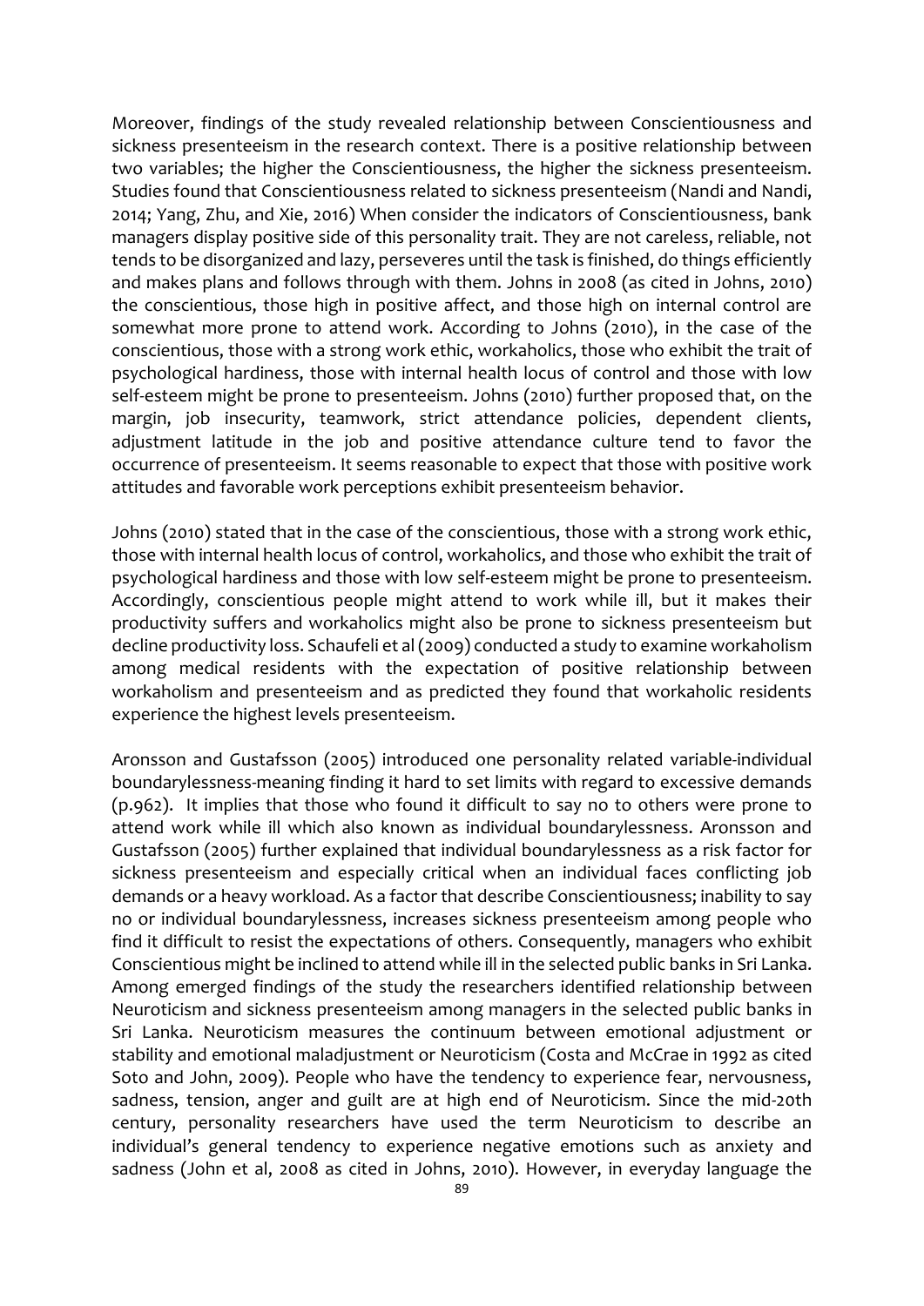Moreover, findings of the study revealed relationship between Conscientiousness and sickness presenteeism in the research context. There is a positive relationship between two variables; the higher the Conscientiousness, the higher the sickness presenteeism. Studies found that Conscientiousness related to sickness presenteeism (Nandi and Nandi, 2014; Yang, Zhu, and Xie, 2016) When consider the indicators of Conscientiousness, bank managers display positive side of this personality trait. They are not careless, reliable, not tends to be disorganized and lazy, perseveres until the task is finished, do things efficiently and makes plans and follows through with them. Johns in 2008 (as cited in Johns, 2010) the conscientious, those high in positive affect, and those high on internal control are somewhat more prone to attend work. According to Johns (2010), in the case of the conscientious, those with a strong work ethic, workaholics, those who exhibit the trait of psychological hardiness, those with internal health locus of control and those with low self-esteem might be prone to presenteeism. Johns (2010) further proposed that, on the margin, job insecurity, teamwork, strict attendance policies, dependent clients, adjustment latitude in the job and positive attendance culture tend to favor the occurrence of presenteeism. It seems reasonable to expect that those with positive work attitudes and favorable work perceptions exhibit presenteeism behavior.

Johns (2010) stated that in the case of the conscientious, those with a strong work ethic, those with internal health locus of control, workaholics, and those who exhibit the trait of psychological hardiness and those with low self-esteem might be prone to presenteeism. Accordingly, conscientious people might attend to work while ill, but it makes their productivity suffers and workaholics might also be prone to sickness presenteeism but decline productivity loss. Schaufeli et al (2009) conducted a study to examine workaholism among medical residents with the expectation of positive relationship between workaholism and presenteeism and as predicted they found that workaholic residents experience the highest levels presenteeism.

Aronsson and Gustafsson (2005) introduced one personality related variable-individual boundarylessness-meaning finding it hard to set limits with regard to excessive demands (p.962). It implies that those who found it difficult to say no to others were prone to attend work while ill which also known as individual boundarylessness. Aronsson and Gustafsson (2005) further explained that individual boundarylessness as a risk factor for sickness presenteeism and especially critical when an individual faces conflicting job demands or a heavy workload. As a factor that describe Conscientiousness; inability to say no or individual boundarylessness, increases sickness presenteeism among people who find it difficult to resist the expectations of others. Consequently, managers who exhibit Conscientious might be inclined to attend while ill in the selected public banks in Sri Lanka. Among emerged findings of the study the researchers identified relationship between Neuroticism and sickness presenteeism among managers in the selected public banks in Sri Lanka. Neuroticism measures the continuum between emotional adjustment or stability and emotional maladjustment or Neuroticism (Costa and McCrae in 1992 as cited Soto and John, 2009). People who have the tendency to experience fear, nervousness, sadness, tension, anger and guilt are at high end of Neuroticism. Since the mid-20th century, personality researchers have used the term Neuroticism to describe an individual's general tendency to experience negative emotions such as anxiety and sadness (John et al, 2008 as cited in Johns, 2010). However, in everyday language the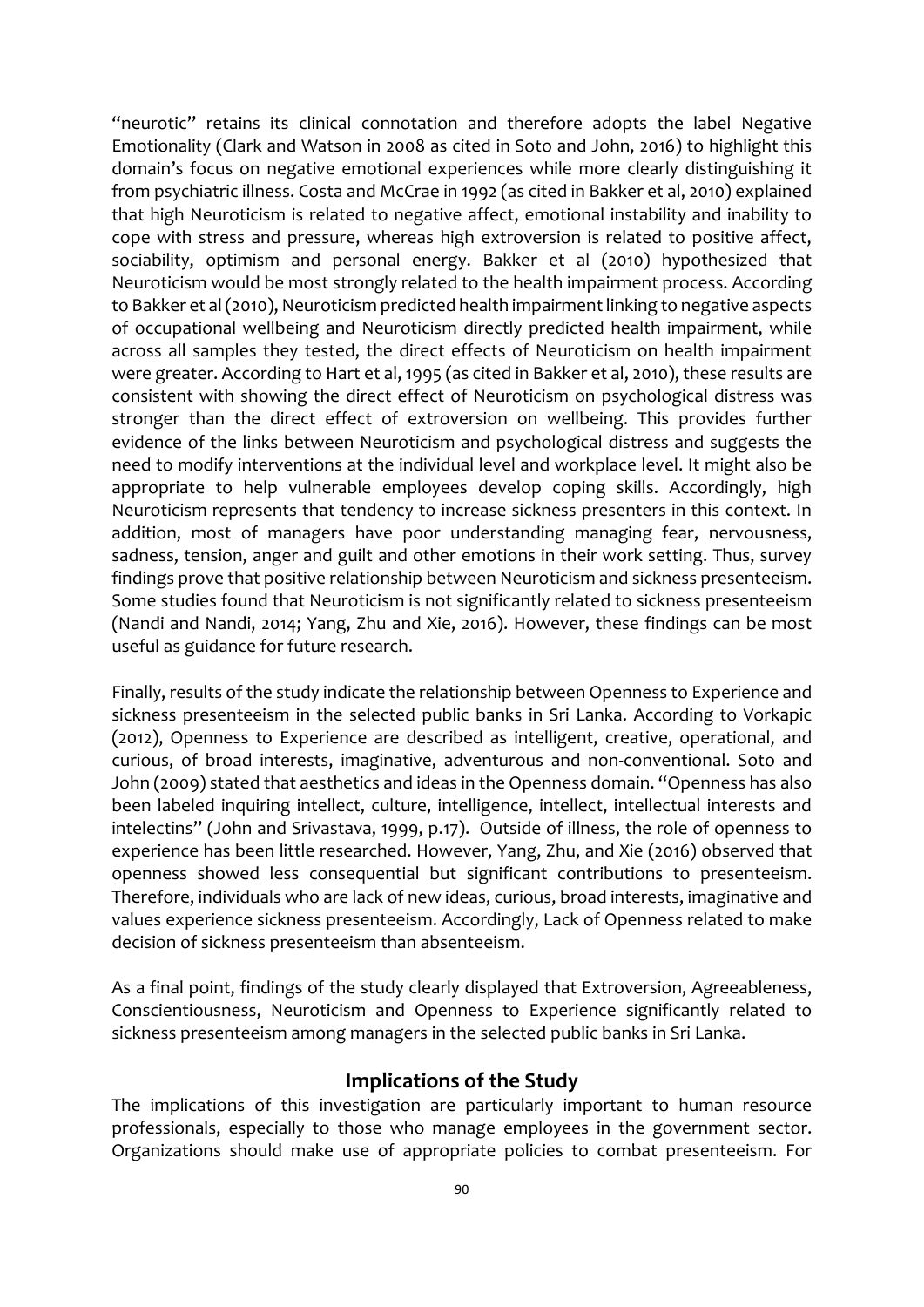"neurotic" retains its clinical connotation and therefore adopts the label Negative Emotionality (Clark and Watson in 2008 as cited in Soto and John, 2016) to highlight this domain's focus on negative emotional experiences while more clearly distinguishing it from psychiatric illness. Costa and McCrae in 1992 (as cited in Bakker et al, 2010) explained that high Neuroticism is related to negative affect, emotional instability and inability to cope with stress and pressure, whereas high extroversion is related to positive affect, sociability, optimism and personal energy. Bakker et al (2010) hypothesized that Neuroticism would be most strongly related to the health impairment process. According to Bakker et al (2010), Neuroticism predicted health impairment linking to negative aspects of occupational wellbeing and Neuroticism directly predicted health impairment, while across all samples they tested, the direct effects of Neuroticism on health impairment were greater. According to Hart et al, 1995 (as cited in Bakker et al, 2010), these results are consistent with showing the direct effect of Neuroticism on psychological distress was stronger than the direct effect of extroversion on wellbeing. This provides further evidence of the links between Neuroticism and psychological distress and suggests the need to modify interventions at the individual level and workplace level. It might also be appropriate to help vulnerable employees develop coping skills. Accordingly, high Neuroticism represents that tendency to increase sickness presenters in this context. In addition, most of managers have poor understanding managing fear, nervousness, sadness, tension, anger and guilt and other emotions in their work setting. Thus, survey findings prove that positive relationship between Neuroticism and sickness presenteeism. Some studies found that Neuroticism is not significantly related to sickness presenteeism (Nandi and Nandi, 2014; Yang, Zhu and Xie, 2016). However, these findings can be most useful as guidance for future research.

Finally, results of the study indicate the relationship between Openness to Experience and sickness presenteeism in the selected public banks in Sri Lanka. According to Vorkapic (2012), Openness to Experience are described as intelligent, creative, operational, and curious, of broad interests, imaginative, adventurous and non-conventional. Soto and John (2009) stated that aesthetics and ideas in the Openness domain. "Openness has also been labeled inquiring intellect, culture, intelligence, intellect, intellectual interests and intelectins" (John and Srivastava, 1999, p.17). Outside of illness, the role of openness to experience has been little researched. However, Yang, Zhu, and Xie (2016) observed that openness showed less consequential but significant contributions to presenteeism. Therefore, individuals who are lack of new ideas, curious, broad interests, imaginative and values experience sickness presenteeism. Accordingly, Lack of Openness related to make decision of sickness presenteeism than absenteeism.

As a final point, findings of the study clearly displayed that Extroversion, Agreeableness, Conscientiousness, Neuroticism and Openness to Experience significantly related to sickness presenteeism among managers in the selected public banks in Sri Lanka.

## Implications of the Study

The implications of this investigation are particularly important to human resource professionals, especially to those who manage employees in the government sector. Organizations should make use of appropriate policies to combat presenteeism. For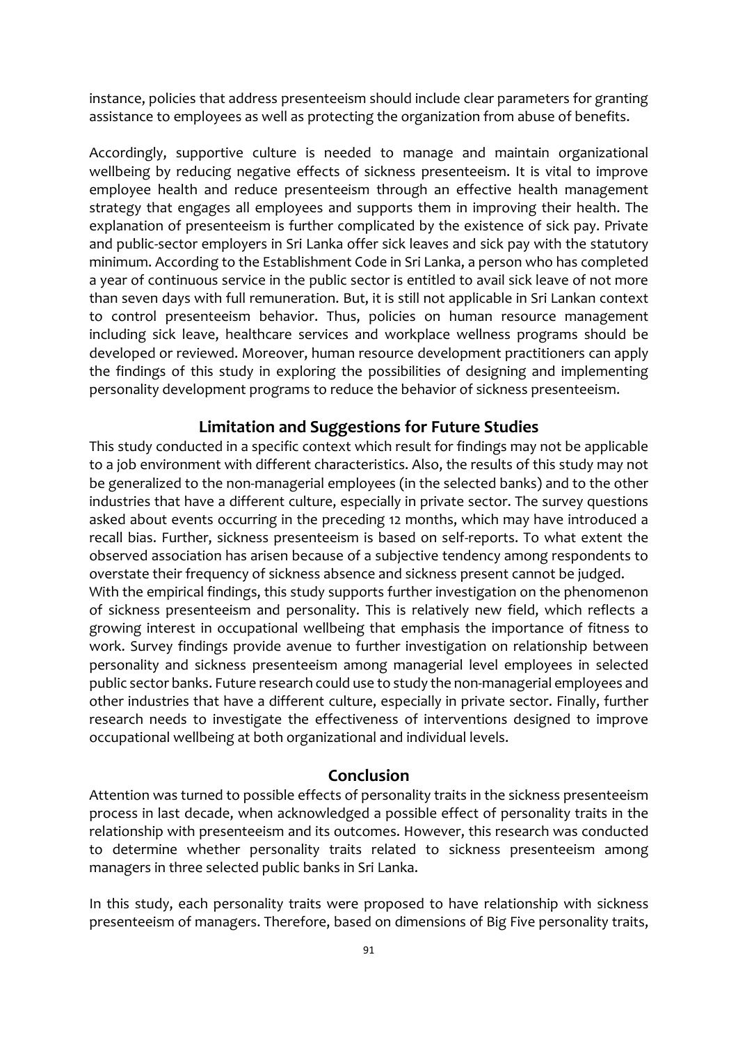instance, policies that address presenteeism should include clear parameters for granting assistance to employees as well as protecting the organization from abuse of benefits.

Accordingly, supportive culture is needed to manage and maintain organizational wellbeing by reducing negative effects of sickness presenteeism. It is vital to improve employee health and reduce presenteeism through an effective health management strategy that engages all employees and supports them in improving their health. The explanation of presenteeism is further complicated by the existence of sick pay. Private and public-sector employers in Sri Lanka offer sick leaves and sick pay with the statutory minimum. According to the Establishment Code in Sri Lanka, a person who has completed a year of continuous service in the public sector is entitled to avail sick leave of not more than seven days with full remuneration. But, it is still not applicable in Sri Lankan context to control presenteeism behavior. Thus, policies on human resource management including sick leave, healthcare services and workplace wellness programs should be developed or reviewed. Moreover, human resource development practitioners can apply the findings of this study in exploring the possibilities of designing and implementing personality development programs to reduce the behavior of sickness presenteeism.

## Limitation and Suggestions for Future Studies

This study conducted in a specific context which result for findings may not be applicable to a job environment with different characteristics. Also, the results of this study may not be generalized to the non-managerial employees (in the selected banks) and to the other industries that have a different culture, especially in private sector. The survey questions asked about events occurring in the preceding 12 months, which may have introduced a recall bias. Further, sickness presenteeism is based on self-reports. To what extent the observed association has arisen because of a subjective tendency among respondents to overstate their frequency of sickness absence and sickness present cannot be judged.

With the empirical findings, this study supports further investigation on the phenomenon of sickness presenteeism and personality. This is relatively new field, which reflects a growing interest in occupational wellbeing that emphasis the importance of fitness to work. Survey findings provide avenue to further investigation on relationship between personality and sickness presenteeism among managerial level employees in selected public sector banks. Future research could use to study the non-managerial employees and other industries that have a different culture, especially in private sector. Finally, further research needs to investigate the effectiveness of interventions designed to improve occupational wellbeing at both organizational and individual levels.

## Conclusion

Attention was turned to possible effects of personality traits in the sickness presenteeism process in last decade, when acknowledged a possible effect of personality traits in the relationship with presenteeism and its outcomes. However, this research was conducted to determine whether personality traits related to sickness presenteeism among managers in three selected public banks in Sri Lanka.

In this study, each personality traits were proposed to have relationship with sickness presenteeism of managers. Therefore, based on dimensions of Big Five personality traits,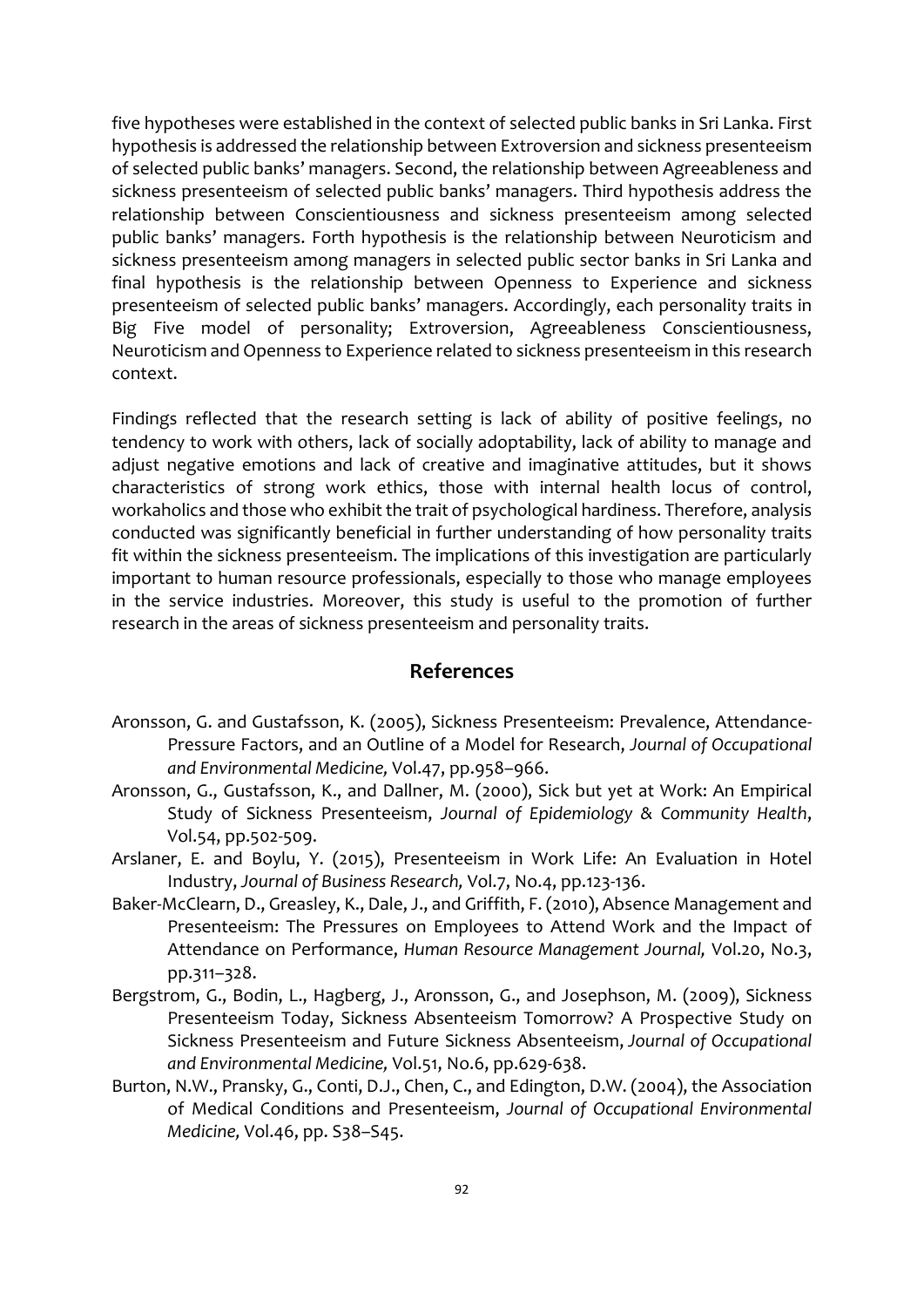five hypotheses were established in the context of selected public banks in Sri Lanka. First hypothesis is addressed the relationship between Extroversion and sickness presenteeism of selected public banks' managers. Second, the relationship between Agreeableness and sickness presenteeism of selected public banks' managers. Third hypothesis address the relationship between Conscientiousness and sickness presenteeism among selected public banks' managers. Forth hypothesis is the relationship between Neuroticism and sickness presenteeism among managers in selected public sector banks in Sri Lanka and final hypothesis is the relationship between Openness to Experience and sickness presenteeism of selected public banks' managers. Accordingly, each personality traits in Big Five model of personality; Extroversion, Agreeableness Conscientiousness, Neuroticism and Openness to Experience related to sickness presenteeism in this research context.

Findings reflected that the research setting is lack of ability of positive feelings, no tendency to work with others, lack of socially adoptability, lack of ability to manage and adjust negative emotions and lack of creative and imaginative attitudes, but it shows characteristics of strong work ethics, those with internal health locus of control, workaholics and those who exhibit the trait of psychological hardiness. Therefore, analysis conducted was significantly beneficial in further understanding of how personality traits fit within the sickness presenteeism. The implications of this investigation are particularly important to human resource professionals, especially to those who manage employees in the service industries. Moreover, this study is useful to the promotion of further research in the areas of sickness presenteeism and personality traits.

## References

Aronsson, G. and Gustafsson, K. (2005), Sickness Presenteeism: Prevalence, Attendance-Pressure Factors, and an Outline of a Model for Research, *Journal of Occupational and Environmental Medicine,* Vol.47, pp.958–966.

Aronsson, G., Gustafsson, K., and Dallner, M. (2000), Sick but yet at Work: An Empirical Study of Sickness Presenteeism, *Journal of Epidemiology & Community Health*, Vol.54, pp.502-509.

Arslaner, E. and Boylu, Y. (2015), Presenteeism in Work Life: An Evaluation in Hotel Industry, *Journal of Business Research,* Vol.7, No.4, pp.123-136.

Baker-McClearn, D., Greasley, K., Dale, J., and Griffith, F. (2010), Absence Management and Presenteeism: The Pressures on Employees to Attend Work and the Impact of Attendance on Performance, *Human Resource Management Journal,* Vol.20, No.3, pp.311–328.

Bergstrom, G., Bodin, L., Hagberg, J., Aronsson, G., and Josephson, M. (2009), Sickness Presenteeism Today, Sickness Absenteeism Tomorrow? A Prospective Study on Sickness Presenteeism and Future Sickness Absenteeism, *Journal of Occupational and Environmental Medicine,* Vol.51, No.6, pp.629-638.

Burton, N.W., Pransky, G., Conti, D.J., Chen, C., and Edington, D.W. (2004), the Association of Medical Conditions and Presenteeism, *Journal of Occupational Environmental Medicine,* Vol.46, pp. S38–S45.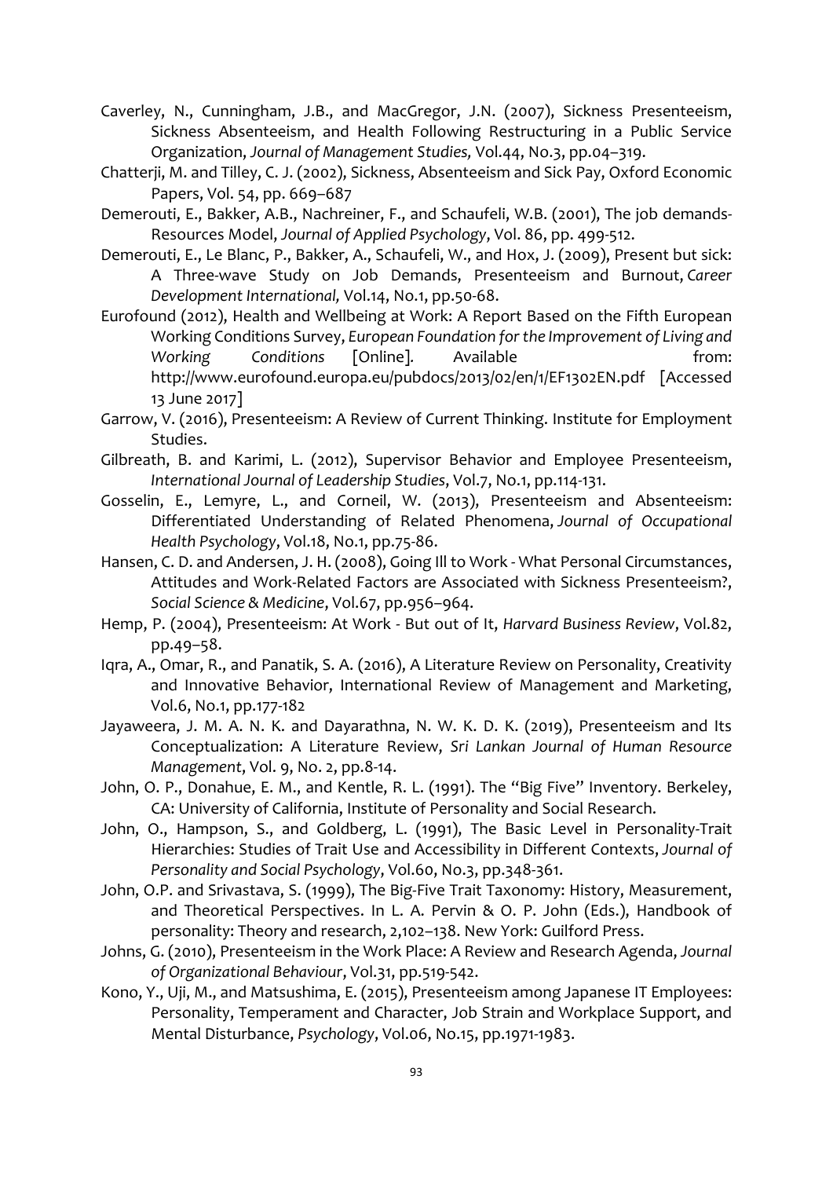Caverley, N., Cunningham, J.B., and MacGregor, J.N. (2007), Sickness Presenteeism, Sickness Absenteeism, and Health Following Restructuring in a Public Service Organization, *Journal of Management Studies,* Vol.44, No.3, pp.04–319.

Chatterji, M. and Tilley, C. J. (2002), Sickness, Absenteeism and Sick Pay, Oxford Economic Papers, Vol. 54, pp. 669–687

Demerouti, E., Bakker, A.B., Nachreiner, F., and Schaufeli, W.B. (2001), The job demands-Resources Model, *Journal of Applied Psychology*, Vol. 86, pp. 499-512.

Demerouti, E., Le Blanc, P., Bakker, A., Schaufeli, W., and Hox, J. (2009), Present but sick: A Three-wave Study on Job Demands, Presenteeism and Burnout, *Career Development International,* Vol.14, No.1, pp.50-68.

Eurofound (2012), Health and Wellbeing at Work: A Report Based on the Fifth European Working Conditions Survey, *European Foundation for the Improvement of Living and Working Conditions* [Online]. Available from: http://www.eurofound.europa.eu/pubdocs/2013/02/en/1/EF1302EN.pdf [Accessed 13 June 2017]

Garrow, V. (2016), Presenteeism: A Review of Current Thinking. Institute for Employment Studies.

Gilbreath, B. and Karimi, L. (2012), Supervisor Behavior and Employee Presenteeism, *International Journal of Leadership Studies*, Vol.7, No.1, pp.114-131.

Gosselin, E., Lemyre, L., and Corneil, W. (2013), Presenteeism and Absenteeism: Differentiated Understanding of Related Phenomena, *Journal of Occupational Health Psychology*, Vol.18, No.1, pp.75-86.

Hansen, C. D. and Andersen, J. H. (2008), Going Ill to Work - What Personal Circumstances, Attitudes and Work-Related Factors are Associated with Sickness Presenteeism?, *Social Science & Medicine*, Vol.67, pp.956–964.

Hemp, P. (2004), Presenteeism: At Work - But out of It, *Harvard Business Review*, Vol.82, pp.49–58.

Iqra, A., Omar, R., and Panatik, S. A. (2016), A Literature Review on Personality, Creativity and Innovative Behavior, International Review of Management and Marketing, Vol.6, No.1, pp.177-182

Jayaweera, J. M. A. N. K. and Dayarathna, N. W. K. D. K. (2019), Presenteeism and Its Conceptualization: A Literature Review, *Sri Lankan Journal of Human Resource Management*, Vol. 9, No. 2, pp.8-14.

John, O. P., Donahue, E. M., and Kentle, R. L. (1991). The "Big Five" Inventory. Berkeley, CA: University of California, Institute of Personality and Social Research.

John, O., Hampson, S., and Goldberg, L. (1991), The Basic Level in Personality-Trait Hierarchies: Studies of Trait Use and Accessibility in Different Contexts, *Journal of Personality and Social Psychology*, Vol.60, No.3, pp.348-361.

John, O.P. and Srivastava, S. (1999), The Big-Five Trait Taxonomy: History, Measurement, and Theoretical Perspectives. In L. A. Pervin & O. P. John (Eds.), Handbook of personality: Theory and research, 2,102–138. New York: Guilford Press.

Johns, G. (2010), Presenteeism in the Work Place: A Review and Research Agenda, *Journal of Organizational Behaviour*, Vol.31, pp.519-542.

Kono, Y., Uji, M., and Matsushima, E. (2015), Presenteeism among Japanese IT Employees: Personality, Temperament and Character, Job Strain and Workplace Support, and Mental Disturbance, *Psychology*, Vol.06, No.15, pp.1971-1983.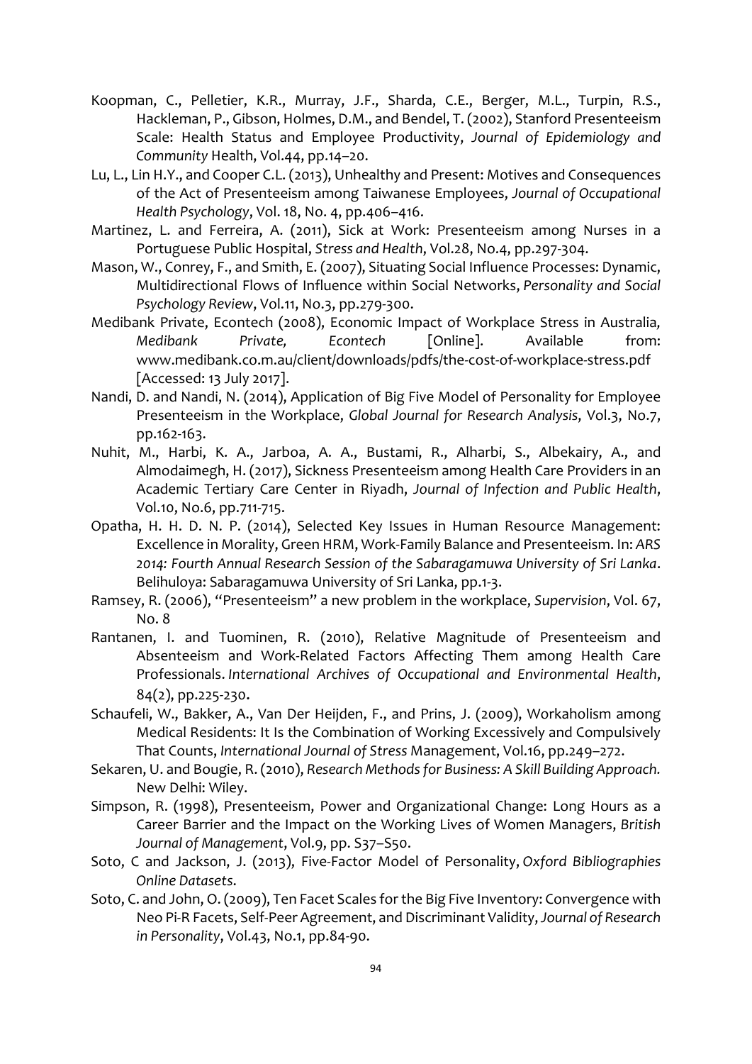Koopman, C., Pelletier, K.R., Murray, J.F., Sharda, C.E., Berger, M.L., Turpin, R.S., Hackleman, P., Gibson, Holmes, D.M., and Bendel, T. (2002), Stanford Presenteeism Scale: Health Status and Employee Productivity, *Journal of Epidemiology and Community* Health, Vol.44, pp.14–20.

Lu, L., Lin H.Y., and Cooper C.L. (2013), Unhealthy and Present: Motives and Consequences of the Act of Presenteeism among Taiwanese Employees, *Journal of Occupational Health Psychology*, Vol. 18, No. 4, pp.406–416.

Martinez, L. and Ferreira, A. (2011), Sick at Work: Presenteeism among Nurses in a Portuguese Public Hospital, *Stress and Health*, Vol.28, No.4, pp.297-304.

Mason, W., Conrey, F., and Smith, E. (2007), Situating Social Influence Processes: Dynamic, Multidirectional Flows of Influence within Social Networks, *Personality and Social Psychology Review*, Vol.11, No.3, pp.279-300.

Medibank Private, Econtech (2008), Economic Impact of Workplace Stress in Australia, *Medibank Private, Econtech* [Online]. Available from: www.medibank.co.m.au/client/downloads/pdfs/the-cost-of-workplace-stress.pdf [Accessed: 13 July 2017].

Nandi, D. and Nandi, N. (2014), Application of Big Five Model of Personality for Employee Presenteeism in the Workplace, *Global Journal for Research Analysis*, Vol.3, No.7, pp.162-163.

Nuhit, M., Harbi, K. A., Jarboa, A. A., Bustami, R., Alharbi, S., Albekairy, A., and Almodaimegh, H. (2017), Sickness Presenteeism among Health Care Providers in an Academic Tertiary Care Center in Riyadh, *Journal of Infection and Public Health*, Vol.10, No.6, pp.711-715.

Opatha, H. H. D. N. P. (2014), Selected Key Issues in Human Resource Management: Excellence in Morality, Green HRM, Work-Family Balance and Presenteeism. In: *ARS 2014: Fourth Annual Research Session of the Sabaragamuwa University of Sri Lanka*. Belihuloya: Sabaragamuwa University of Sri Lanka, pp.1-3.

Ramsey, R. (2006), "Presenteeism" a new problem in the workplace, *Supervision*, Vol. 67, No. 8

Rantanen, I. and Tuominen, R. (2010), Relative Magnitude of Presenteeism and Absenteeism and Work-Related Factors Affecting Them among Health Care Professionals. *International Archives of Occupational and Environmental Health*, 84(2), pp.225-230.

Schaufeli, W., Bakker, A., Van Der Heijden, F., and Prins, J. (2009), Workaholism among Medical Residents: It Is the Combination of Working Excessively and Compulsively That Counts, *International Journal of Stress* Management, Vol.16, pp.249–272.

Sekaren, U. and Bougie, R. (2010), *Research Methods for Business: A Skill Building Approach.* New Delhi: Wiley.

Simpson, R. (1998), Presenteeism, Power and Organizational Change: Long Hours as a Career Barrier and the Impact on the Working Lives of Women Managers, *British Journal of Management*, Vol.9, pp. S37–S50.

Soto, C and Jackson, J. (2013), Five-Factor Model of Personality, *Oxford Bibliographies Online Datasets.*

Soto, C. and John, O. (2009), Ten Facet Scales for the Big Five Inventory: Convergence with Neo Pi-R Facets, Self-Peer Agreement, and Discriminant Validity, *Journal of Research in Personality*, Vol.43, No.1, pp.84-90.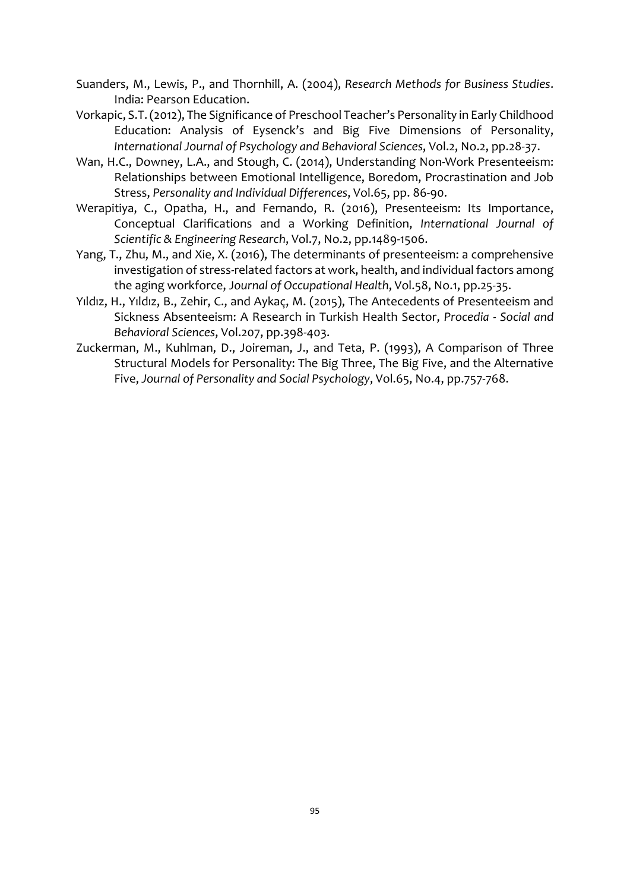Suanders, M., Lewis, P., and Thornhill, A. (2004), *Research Methods for Business Studies*. India: Pearson Education.

Vorkapic, S.T. (2012), The Significance of Preschool Teacher's Personality in Early Childhood Education: Analysis of Eysenck's and Big Five Dimensions of Personality, *International Journal of Psychology and Behavioral Sciences*, Vol.2, No.2, pp.28-37.

Wan, H.C., Downey, L.A., and Stough, C. (2014), Understanding Non-Work Presenteeism: Relationships between Emotional Intelligence, Boredom, Procrastination and Job Stress, *Personality and Individual Differences*, Vol.65, pp. 86-90.

Werapitiya, C., Opatha, H., and Fernando, R. (2016), Presenteeism: Its Importance, Conceptual Clarifications and a Working Definition, *International Journal of Scientific & Engineering Research*, Vol.7, No.2, pp.1489-1506.

Yang, T., Zhu, M., and Xie, X. (2016), The determinants of presenteeism: a comprehensive investigation of stress-related factors at work, health, and individual factors among the aging workforce, *Journal of Occupational Health*, Vol.58, No.1, pp.25-35.

Yıldız, H., Yıldız, B., Zehir, C., and Aykaç, M. (2015), The Antecedents of Presenteeism and Sickness Absenteeism: A Research in Turkish Health Sector, *Procedia - Social and Behavioral Sciences*, Vol.207, pp.398-403.

Zuckerman, M., Kuhlman, D., Joireman, J., and Teta, P. (1993), A Comparison of Three Structural Models for Personality: The Big Three, The Big Five, and the Alternative Five, *Journal of Personality and Social Psychology*, Vol.65, No.4, pp.757-768.